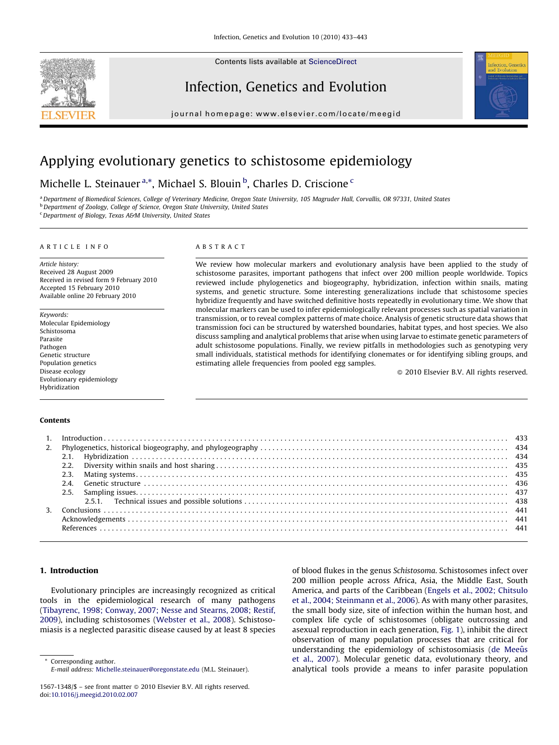# Applying evolutionary genetics to schistosome epidemiology

Michelle L. Steinauer [a,*], Michael S. Blouin [b], Charles D. Criscione [c]

[a] Department of Biomedical Sciences, College of Veterinary Medicine, Oregon State University, 105 Magruder Hall, Corvallis, OR 97331, United States
[b] Department of Zoology, College of Science, Oregon State University, United States
[c] Department of Biology, Texas A&M University, United States

**ARTICLE INFO**

*Article history:*
Received 28 August 2009
Received in revised form 9 February 2010
Accepted 15 February 2010
Available online 20 February 2010

*Keywords:*
Molecular Epidemiology
Schistosoma
Parasite
Pathogen
Genetic structure
Population genetics
Disease ecology
Evolutionary epidemiology
Hybridization

**ABSTRACT**

We review how molecular markers and evolutionary analysis have been applied to the study of schistosome parasites, important pathogens that infect over 200 million people worldwide. Topics reviewed include phylogenetics and biogeography, hybridization, infection within snails, mating systems, and genetic structure. Some interesting generalizations include that schistosome species hybridize frequently and have switched definitive hosts repeatedly in evolutionary time. We show that molecular markers can be used to infer epidemiologically relevant processes such as spatial variation in transmission, or to reveal complex patterns of mate choice. Analysis of genetic structure data shows that transmission foci can be structured by watershed boundaries, habitat types, and host species. We also discuss sampling and analytical problems that arise when using larvae to estimate genetic parameters of adult schistosome populations. Finally, we review pitfalls in methodologies such as genotyping very small individuals, statistical methods for identifying clonemates or for identifying sibling groups, and estimating allele frequencies from pooled egg samples.

© 2010 Elsevier B.V. All rights reserved.

**Contents**

1. Introduction . . . 433
2. Phylogenetics, historical biogeography, and phylogeography . . . 434
   - 2.1. Hybridization . . . 434
   - 2.2. Diversity within snails and host sharing . . . 435
   - 2.3. Mating systems . . . 435
   - 2.4. Genetic structure . . . 436
   - 2.5. Sampling issues . . . 437
     - 2.5.1. Technical issues and possible solutions . . . 438
3. Conclusions . . . 441
   - Acknowledgements . . . 441
   - References . . . 441

## 1. Introduction

Evolutionary principles are increasingly recognized as critical tools in the epidemiological research of many pathogens (Tibayrenc, 1998; Conway, 2007; Nesse and Stearns, 2008; Restif, 2009), including schistosomes (Webster et al., 2008). Schistosomiasis is a neglected parasitic disease caused by at least 8 species of blood flukes in the genus *Schistosoma*. Schistosomes infect over 200 million people across Africa, Asia, the Middle East, South America, and parts of the Caribbean (Engels et al., 2002; Chitsulo et al., 2004; Steinmann et al., 2006). As with many other parasites, the small body size, site of infection within the human host, and complex life cycle of schistosomes (obligate outcrossing and asexual reproduction in each generation, Fig. 1), inhibit the direct observation of many population processes that are critical for understanding the epidemiology of schistosomiasis (de Meeûs et al., 2007). Molecular genetic data, evolutionary theory, and analytical tools provide a means to infer parasite population

* Corresponding author.
E-mail address: Michelle.steinauer@oregonstate.edu (M.L. Steinauer).

1567-1348/$ – see front matter © 2010 Elsevier B.V. All rights reserved.
doi:10.1016/j.meegid.2010.02.007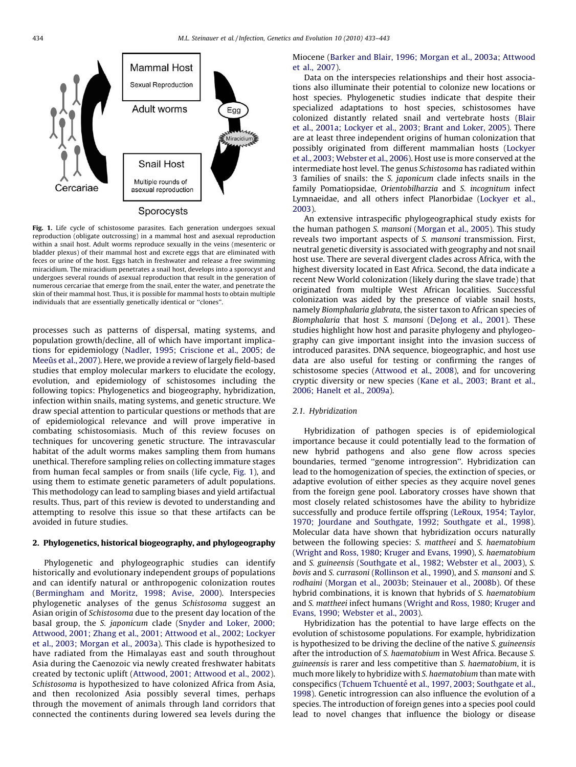Mammal Host

Sexual Reproduction

Adult worms

Egg

Miracidium

Snail Host

Multiple rounds of asexual reproduction

Sporocysts

Cercariae

**Fig. 1.** Life cycle of schistosome parasites. Each generation undergoes sexual reproduction (obligate outcrossing) in a mammal host and asexual reproduction within a snail host. Adult worms reproduce sexually in the veins (mesenteric or bladder plexus) of their mammal host and excrete eggs that are eliminated with feces or urine of the host. Eggs hatch in freshwater and release a free swimming miracidium. The miracidium penetrates a snail host, develops into a sporocyst and undergoes several rounds of asexual reproduction that result in the generation of numerous cercariae that emerge from the snail, enter the water, and penetrate the skin of their mammal host. Thus, it is possible for mammal hosts to obtain multiple individuals that are essentially genetically identical or "clones".

processes such as patterns of dispersal, mating systems, and population growth/decline, all of which have important implications for epidemiology (Nadler, 1995; Criscione et al., 2005; de Meeûs et al., 2007). Here, we provide a review of largely field-based studies that employ molecular markers to elucidate the ecology, evolution, and epidemiology of schistosomes including the following topics: Phylogenetics and biogeography, hybridization, infection within snails, mating systems, and genetic structure. We draw special attention to particular questions or methods that are of epidemiological relevance and will prove imperative in combating schistosomiasis. Much of this review focuses on techniques for uncovering genetic structure. The intravascular habitat of the adult worms makes sampling them from humans unethical. Therefore sampling relies on collecting immature stages from human fecal samples or from snails (life cycle, Fig. 1), and using them to estimate genetic parameters of adult populations. This methodology can lead to sampling biases and yield artifactual results. Thus, part of this review is devoted to understanding and attempting to resolve this issue so that these artifacts can be avoided in future studies.

## 2. Phylogenetics, historical biogeography, and phylogeography

Phylogenetic and phylogeographic studies can identify historically and evolutionary independent groups of populations and can identify natural or anthropogenic colonization routes (Bermingham and Moritz, 1998; Avise, 2000). Interspecies phylogenetic analyses of the genus *Schistosoma* suggest an Asian origin of *Schistosoma* due to the present day location of the basal group, the *S. japonicum* clade (Snyder and Loker, 2000; Attwood, 2001; Zhang et al., 2001; Attwood et al., 2002; Lockyer et al., 2003; Morgan et al., 2003a). This clade is hypothesized to have radiated from the Himalayas east and south throughout Asia during the Caenozoic via newly created freshwater habitats created by tectonic uplift (Attwood, 2001; Attwood et al., 2002). *Schistosoma* is hypothesized to have colonized Africa from Asia, and then recolonized Asia possibly several times, perhaps through the movement of animals through land corridors that connected the continents during lowered sea levels during the Miocene (Barker and Blair, 1996; Morgan et al., 2003a; Attwood et al., 2007).

Data on the interspecies relationships and their host associations also illuminate their potential to colonize new locations or host species. Phylogenetic studies indicate that despite their specialized adaptations to host species, schistosomes have colonized distantly related snail and vertebrate hosts (Blair et al., 2001a; Lockyer et al., 2003; Brant and Loker, 2005). There are at least three independent origins of human colonization that possibly originated from different mammalian hosts (Lockyer et al., 2003; Webster et al., 2006). Host use is more conserved at the intermediate host level. The genus *Schistosoma* has radiated within 3 families of snails: the *S. japonicum* clade infects snails in the family Pomatiopsidae, *Orientobilharzia* and *S. incognitum* infect Lymnaeidae, and all others infect Planorbidae (Lockyer et al., 2003).

An extensive intraspecific phylogeographical study exists for the human pathogen *S. mansoni* (Morgan et al., 2005). This study reveals two important aspects of *S. mansoni* transmission. First, neutral genetic diversity is associated with geography and not snail host use. There are several divergent clades across Africa, with the highest diversity located in East Africa. Second, the data indicate a recent New World colonization (likely during the slave trade) that originated from multiple West African localities. Successful colonization was aided by the presence of viable snail hosts, namely *Biomphalaria glabrata*, the sister taxon to African species of *Biomphalaria* that host *S. mansoni* (DeJong et al., 2001). These studies highlight how host and parasite phylogeny and phylogeography can give important insight into the invasion success of introduced parasites. DNA sequence, biogeographic, and host use data are also useful for testing or confirming the ranges of schistosome species (Attwood et al., 2008), and for uncovering cryptic diversity or new species (Kane et al., 2003; Brant et al., 2006; Hanelt et al., 2009a).

### 2.1. Hybridization

Hybridization of pathogen species is of epidemiological importance because it could potentially lead to the formation of new hybrid pathogens and also gene flow across species boundaries, termed "genome introgression". Hybridization can lead to the homogenization of species, the extinction of species, or adaptive evolution of either species as they acquire novel genes from the foreign gene pool. Laboratory crosses have shown that most closely related schistosomes have the ability to hybridize successfully and produce fertile offspring (LeRoux, 1954; Taylor, 1970; Jourdane and Southgate, 1992; Southgate et al., 1998). Molecular data have shown that hybridization occurs naturally between the following species: *S. mattheei* and *S. haematobium* (Wright and Ross, 1980; Kruger and Evans, 1990), *S. haematobium* and *S. guineensis* (Southgate et al., 1982; Webster et al., 2003), *S. bovis* and *S. curassoni* (Rollinson et al., 1990), and *S. mansoni* and *S. rodhaini* (Morgan et al., 2003b; Steinauer et al., 2008b). Of these hybrid combinations, it is known that hybrids of *S. haematobium* and *S. mattheei* infect humans (Wright and Ross, 1980; Kruger and Evans, 1990; Webster et al., 2003).

Hybridization has the potential to have large effects on the evolution of schistosome populations. For example, hybridization is hypothesized to be driving the decline of the native *S. guineensis* after the introduction of *S. haematobium* in West Africa. Because *S. guineensis* is rarer and less competitive than *S. haematobium*, it is much more likely to hybridize with *S. haematobium* than mate with conspecifics (Tchuem Tchuenté et al., 1997, 2003; Southgate et al., 1998). Genetic introgression can also influence the evolution of a species. The introduction of foreign genes into a species pool could lead to novel changes that influence the biology or disease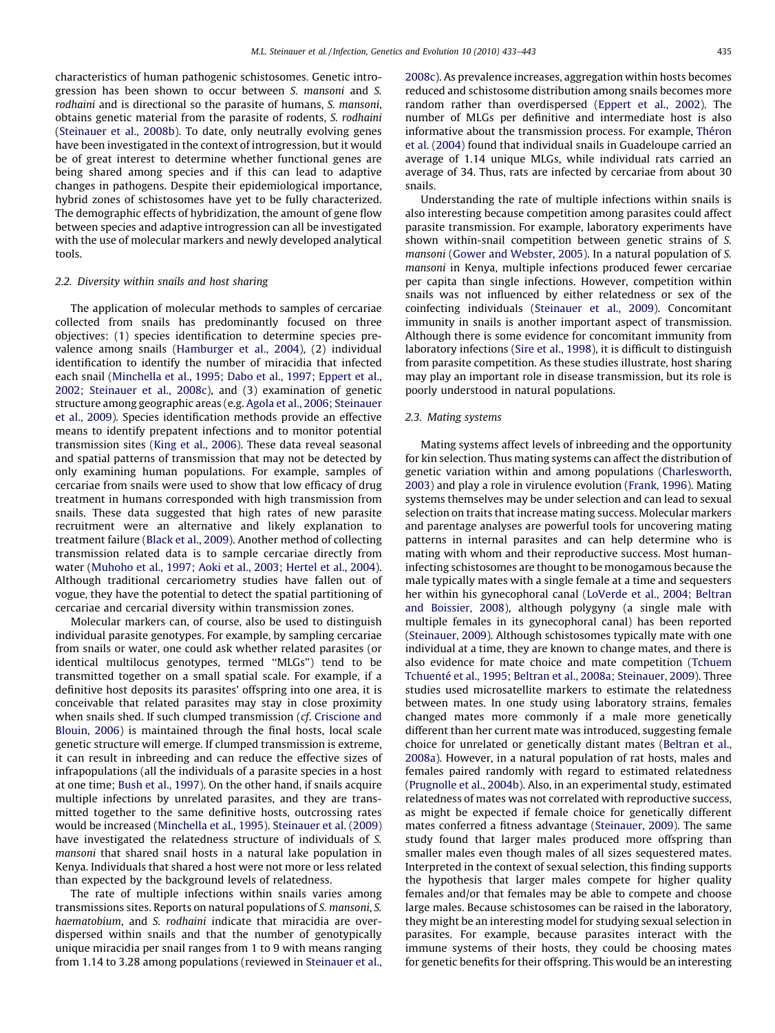characteristics of human pathogenic schistosomes. Genetic introgression has been shown to occur between *S. mansoni* and *S. rodhaini* and is directional so the parasite of humans, *S. mansoni*, obtains genetic material from the parasite of rodents, *S. rodhaini* (Steinauer et al., 2008b). To date, only neutrally evolving genes have been investigated in the context of introgression, but it would be of great interest to determine whether functional genes are being shared among species and if this can lead to adaptive changes in pathogens. Despite their epidemiological importance, hybrid zones of schistosomes have yet to be fully characterized. The demographic effects of hybridization, the amount of gene flow between species and adaptive introgression can all be investigated with the use of molecular markers and newly developed analytical tools.

### 2.2. Diversity within snails and host sharing

The application of molecular methods to samples of cercariae collected from snails has predominantly focused on three objectives: (1) species identification to determine species prevalence among snails (Hamburger et al., 2004), (2) individual identification to identify the number of miracidia that infected each snail (Minchella et al., 1995; Dabo et al., 1997; Eppert et al., 2002; Steinauer et al., 2008c), and (3) examination of genetic structure among geographic areas (e.g. Agola et al., 2006; Steinauer et al., 2009). Species identification methods provide an effective means to identify prepatent infections and to monitor potential transmission sites (King et al., 2006). These data reveal seasonal and spatial patterns of transmission that may not be detected by only examining human populations. For example, samples of cercariae from snails were used to show that low efficacy of drug treatment in humans corresponded with high transmission from snails. These data suggested that high rates of new parasite recruitment were an alternative and likely explanation to treatment failure (Black et al., 2009). Another method of collecting transmission related data is to sample cercariae directly from water (Muhoho et al., 1997; Aoki et al., 2003; Hertel et al., 2004). Although traditional cercariometry studies have fallen out of vogue, they have the potential to detect the spatial partitioning of cercariae and cercarial diversity within transmission zones.

Molecular markers can, of course, also be used to distinguish individual parasite genotypes. For example, by sampling cercariae from snails or water, one could ask whether related parasites (or identical multilocus genotypes, termed "MLGs") tend to be transmitted together on a small spatial scale. For example, if a definitive host deposits its parasites' offspring into one area, it is conceivable that related parasites may stay in close proximity when snails shed. If such clumped transmission (*cf.* Criscione and Blouin, 2006) is maintained through the final hosts, local scale genetic structure will emerge. If clumped transmission is extreme, it can result in inbreeding and can reduce the effective sizes of infrapopulations (all the individuals of a parasite species in a host at one time; Bush et al., 1997). On the other hand, if snails acquire multiple infections by unrelated parasites, and they are transmitted together to the same definitive hosts, outcrossing rates would be increased (Minchella et al., 1995). Steinauer et al. (2009) have investigated the relatedness structure of individuals of *S. mansoni* that shared snail hosts in a natural lake population in Kenya. Individuals that shared a host were not more or less related than expected by the background levels of relatedness.

The rate of multiple infections within snails varies among transmissions sites. Reports on natural populations of *S. mansoni*, *S. haematobium*, and *S. rodhaini* indicate that miracidia are overdispersed within snails and that the number of genotypically unique miracidia per snail ranges from 1 to 9 with means ranging from 1.14 to 3.28 among populations (reviewed in Steinauer et al., 2008c). As prevalence increases, aggregation within hosts becomes reduced and schistosome distribution among snails becomes more random rather than overdispersed (Eppert et al., 2002). The number of MLGs per definitive and intermediate host is also informative about the transmission process. For example, Théron et al. (2004) found that individual snails in Guadeloupe carried an average of 1.14 unique MLGs, while individual rats carried an average of 34. Thus, rats are infected by cercariae from about 30 snails.

Understanding the rate of multiple infections within snails is also interesting because competition among parasites could affect parasite transmission. For example, laboratory experiments have shown within-snail competition between genetic strains of *S. mansoni* (Gower and Webster, 2005). In a natural population of *S. mansoni* in Kenya, multiple infections produced fewer cercariae per capita than single infections. However, competition within snails was not influenced by either relatedness or sex of the coinfecting individuals (Steinauer et al., 2009). Concomitant immunity in snails is another important aspect of transmission. Although there is some evidence for concomitant immunity from laboratory infections (Sire et al., 1998), it is difficult to distinguish from parasite competition. As these studies illustrate, host sharing may play an important role in disease transmission, but its role is poorly understood in natural populations.

### 2.3. Mating systems

Mating systems affect levels of inbreeding and the opportunity for kin selection. Thus mating systems can affect the distribution of genetic variation within and among populations (Charlesworth, 2003) and play a role in virulence evolution (Frank, 1996). Mating systems themselves may be under selection and can lead to sexual selection on traits that increase mating success. Molecular markers and parentage analyses are powerful tools for uncovering mating patterns in internal parasites and can help determine who is mating with whom and their reproductive success. Most human-infecting schistosomes are thought to be monogamous because the male typically mates with a single female at a time and sequesters her within his gynecophoral canal (LoVerde et al., 2004; Beltran and Boissier, 2008), although polygyny (a single male with multiple females in its gynecophoral canal) has been reported (Steinauer, 2009). Although schistosomes typically mate with one individual at a time, they are known to change mates, and there is also evidence for mate choice and mate competition (Tchuem Tchuenté et al., 1995; Beltran et al., 2008a; Steinauer, 2009). Three studies used microsatellite markers to estimate the relatedness between mates. In one study using laboratory strains, females changed mates more commonly if a male more genetically different than her current mate was introduced, suggesting female choice for unrelated or genetically distant mates (Beltran et al., 2008a). However, in a natural population of rat hosts, males and females paired randomly with regard to estimated relatedness (Prugnolle et al., 2004b). Also, in an experimental study, estimated relatedness of mates was not correlated with reproductive success, as might be expected if female choice for genetically different mates conferred a fitness advantage (Steinauer, 2009). The same study found that larger males produced more offspring than smaller males even though males of all sizes sequestered mates. Interpreted in the context of sexual selection, this finding supports the hypothesis that larger males compete for higher quality females and/or that females may be able to compete and choose large males. Because schistosomes can be raised in the laboratory, they might be an interesting model for studying sexual selection in parasites. For example, because parasites interact with the immune systems of their hosts, they could be choosing mates for genetic benefits for their offspring. This would be an interesting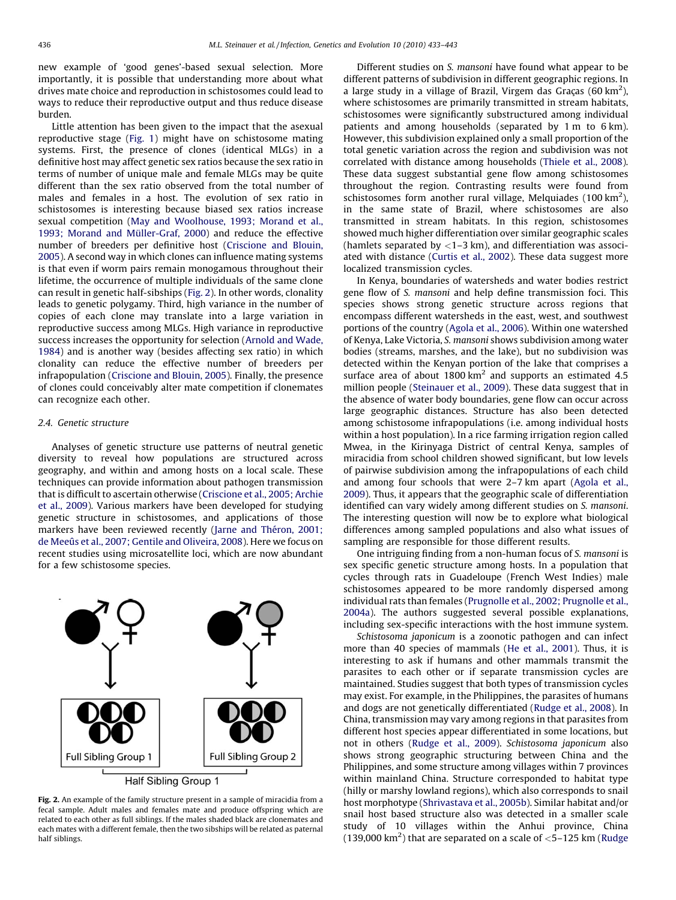new example of 'good genes'-based sexual selection. More importantly, it is possible that understanding more about what drives mate choice and reproduction in schistosomes could lead to ways to reduce their reproductive output and thus reduce disease burden.

Little attention has been given to the impact that the asexual reproductive stage (Fig. 1) might have on schistosome mating systems. First, the presence of clones (identical MLGs) in a definitive host may affect genetic sex ratios because the sex ratio in terms of number of unique male and female MLGs may be quite different than the sex ratio observed from the total number of males and females in a host. The evolution of sex ratio in schistosomes is interesting because biased sex ratios increase sexual competition (May and Woolhouse, 1993; Morand et al., 1993; Morand and Müller-Graf, 2000) and reduce the effective number of breeders per definitive host (Criscione and Blouin, 2005). A second way in which clones can influence mating systems is that even if worm pairs remain monogamous throughout their lifetime, the occurrence of multiple individuals of the same clone can result in genetic half-sibships (Fig. 2). In other words, clonality leads to genetic polygamy. Third, high variance in the number of copies of each clone may translate into a large variation in reproductive success among MLGs. High variance in reproductive success increases the opportunity for selection (Arnold and Wade, 1984) and is another way (besides affecting sex ratio) in which clonality can reduce the effective number of breeders per infrapopulation (Criscione and Blouin, 2005). Finally, the presence of clones could conceivably alter mate competition if clonemates can recognize each other.

### 2.4. Genetic structure

Analyses of genetic structure use patterns of neutral genetic diversity to reveal how populations are structured across geography, and within and among hosts on a local scale. These techniques can provide information about pathogen transmission that is difficult to ascertain otherwise (Criscione et al., 2005; Archie et al., 2009). Various markers have been developed for studying genetic structure in schistosomes, and applications of those markers have been reviewed recently (Jarne and Théron, 2001; de Meeûs et al., 2007; Gentile and Oliveira, 2008). Here we focus on recent studies using microsatellite loci, which are now abundant for a few schistosome species.

**Fig. 2.** An example of the family structure present in a sample of miracidia from a fecal sample. Adult males and females mate and produce offspring which are related to each other as full siblings. If the males shaded black are clonemates and each mates with a different female, then the two sibships will be related as paternal half siblings.

Different studies on *S. mansoni* have found what appear to be different patterns of subdivision in different geographic regions. In a large study in a village of Brazil, Virgem das Graças (60 km$^2$), where schistosomes are primarily transmitted in stream habitats, schistosomes were significantly substructured among individual patients and among households (separated by 1 m to 6 km). However, this subdivision explained only a small proportion of the total genetic variation across the region and subdivision was not correlated with distance among households (Thiele et al., 2008). These data suggest substantial gene flow among schistosomes throughout the region. Contrasting results were found from schistosomes form another rural village, Melquiades (100 km$^2$), in the same state of Brazil, where schistosomes are also transmitted in stream habitats. In this region, schistosomes showed much higher differentiation over similar geographic scales (hamlets separated by <1–3 km), and differentiation was associated with distance (Curtis et al., 2002). These data suggest more localized transmission cycles.

In Kenya, boundaries of watersheds and water bodies restrict gene flow of *S. mansoni* and help define transmission foci. This species shows strong genetic structure across regions that encompass different watersheds in the east, west, and southwest portions of the country (Agola et al., 2006). Within one watershed of Kenya, Lake Victoria, *S. mansoni* shows subdivision among water bodies (streams, marshes, and the lake), but no subdivision was detected within the Kenyan portion of the lake that comprises a surface area of about 1800 km$^2$ and supports an estimated 4.5 million people (Steinauer et al., 2009). These data suggest that in the absence of water body boundaries, gene flow can occur across large geographic distances. Structure has also been detected among schistosome infrapopulations (i.e. among individual hosts within a host population). In a rice farming irrigation region called Mwea, in the Kirinyaga District of central Kenya, samples of miracidia from school children showed significant, but low levels of pairwise subdivision among the infrapopulations of each child and among four schools that were 2–7 km apart (Agola et al., 2009). Thus, it appears that the geographic scale of differentiation identified can vary widely among different studies on *S. mansoni*. The interesting question will now be to explore what biological differences among sampled populations and also what issues of sampling are responsible for those different results.

One intriguing finding from a non-human focus of *S. mansoni* is sex specific genetic structure among hosts. In a population that cycles through rats in Guadeloupe (French West Indies) male schistosomes appeared to be more randomly dispersed among individual rats than females (Prugnolle et al., 2002; Prugnolle et al., 2004a). The authors suggested several possible explanations, including sex-specific interactions with the host immune system.

*Schistosoma japonicum* is a zoonotic pathogen and can infect more than 40 species of mammals (He et al., 2001). Thus, it is interesting to ask if humans and other mammals transmit the parasites to each other or if separate transmission cycles are maintained. Studies suggest that both types of transmission cycles may exist. For example, in the Philippines, the parasites of humans and dogs are not genetically differentiated (Rudge et al., 2008). In China, transmission may vary among regions in that parasites from different host species appear differentiated in some locations, but not in others (Rudge et al., 2009). *Schistosoma japonicum* also shows strong geographic structuring between China and the Philippines, and some structure among villages within 7 provinces within mainland China. Structure corresponded to habitat type (hilly or marshy lowland regions), which also corresponds to snail host morphotype (Shrivastava et al., 2005b). Similar habitat and/or snail host based structure also was detected in a smaller scale study of 10 villages within the Anhui province, China (139,000 km$^2$) that are separated on a scale of <5–125 km (Rudge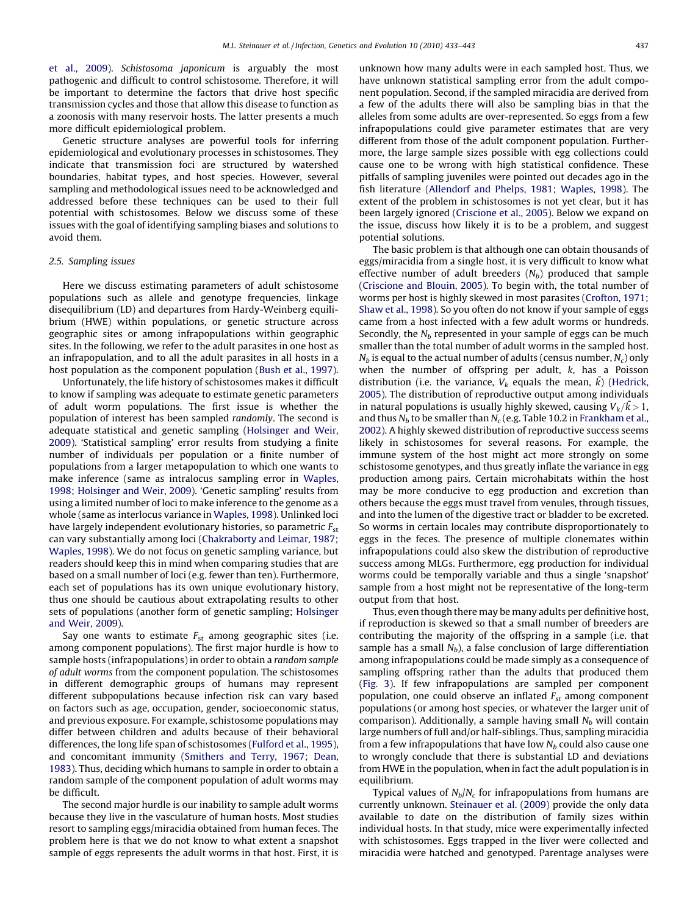et al., 2009). *Schistosoma japonicum* is arguably the most pathogenic and difficult to control schistosome. Therefore, it will be important to determine the factors that drive host specific transmission cycles and those that allow this disease to function as a zoonosis with many reservoir hosts. The latter presents a much more difficult epidemiological problem.

Genetic structure analyses are powerful tools for inferring epidemiological and evolutionary processes in schistosomes. They indicate that transmission foci are structured by watershed boundaries, habitat types, and host species. However, several sampling and methodological issues need to be acknowledged and addressed before these techniques can be used to their full potential with schistosomes. Below we discuss some of these issues with the goal of identifying sampling biases and solutions to avoid them.

### 2.5. Sampling issues

Here we discuss estimating parameters of adult schistosome populations such as allele and genotype frequencies, linkage disequilibrium (LD) and departures from Hardy-Weinberg equilibrium (HWE) within populations, or genetic structure across geographic sites or among infrapopulations within geographic sites. In the following, we refer to the adult parasites in one host as an infrapopulation, and to all the adult parasites in all hosts in a host population as the component population (Bush et al., 1997).

Unfortunately, the life history of schistosomes makes it difficult to know if sampling was adequate to estimate genetic parameters of adult worm populations. The first issue is whether the population of interest has been sampled *randomly*. The second is adequate statistical and genetic sampling (Holsinger and Weir, 2009). 'Statistical sampling' error results from studying a finite number of individuals per population or a finite number of populations from a larger metapopulation to which one wants to make inference (same as intralocus sampling error in Waples, 1998; Holsinger and Weir, 2009). 'Genetic sampling' results from using a limited number of loci to make inference to the genome as a whole (same as interlocus variance in Waples, 1998). Unlinked loci have largely independent evolutionary histories, so parametric $F_{st}$ can vary substantially among loci (Chakraborty and Leimar, 1987; Waples, 1998). We do not focus on genetic sampling variance, but readers should keep this in mind when comparing studies that are based on a small number of loci (e.g. fewer than ten). Furthermore, each set of populations has its own unique evolutionary history, thus one should be cautious about extrapolating results to other sets of populations (another form of genetic sampling; Holsinger and Weir, 2009).

Say one wants to estimate $F_{st}$ among geographic sites (i.e. among component populations). The first major hurdle is how to sample hosts (infrapopulations) in order to obtain a *random sample of adult worms* from the component population. The schistosomes in different demographic groups of humans may represent different subpopulations because infection risk can vary based on factors such as age, occupation, gender, socioeconomic status, and previous exposure. For example, schistosome populations may differ between children and adults because of their behavioral differences, the long life span of schistosomes (Fulford et al., 1995), and concomitant immunity (Smithers and Terry, 1967; Dean, 1983). Thus, deciding which humans to sample in order to obtain a random sample of the component population of adult worms may be difficult.

The second major hurdle is our inability to sample adult worms because they live in the vasculature of human hosts. Most studies resort to sampling eggs/miracidia obtained from human feces. The problem here is that we do not know to what extent a snapshot sample of eggs represents the adult worms in that host. First, it is unknown how many adults were in each sampled host. Thus, we have unknown statistical sampling error from the adult component population. Second, if the sampled miracidia are derived from a few of the adults there will also be sampling bias in that the alleles from some adults are over-represented. So eggs from a few infrapopulations could give parameter estimates that are very different from those of the adult component population. Furthermore, the large sample sizes possible with egg collections could cause one to be wrong with high statistical confidence. These pitfalls of sampling juveniles were pointed out decades ago in the fish literature (Allendorf and Phelps, 1981; Waples, 1998). The extent of the problem in schistosomes is not yet clear, but it has been largely ignored (Criscione et al., 2005). Below we expand on the issue, discuss how likely it is to be a problem, and suggest potential solutions.

The basic problem is that although one can obtain thousands of eggs/miracidia from a single host, it is very difficult to know what effective number of adult breeders ($N_b$) produced that sample (Criscione and Blouin, 2005). To begin with, the total number of worms per host is highly skewed in most parasites (Crofton, 1971; Shaw et al., 1998). So you often do not know if your sample of eggs came from a host infected with a few adult worms or hundreds. Secondly, the $N_b$ represented in your sample of eggs can be much smaller than the total number of adult worms in the sampled host. $N_b$ is equal to the actual number of adults (census number, $N_c$) only when the number of offspring per adult, $k$, has a Poisson distribution (i.e. the variance, $V_k$ equals the mean, $\bar{k}$) (Hedrick, 2005). The distribution of reproductive output among individuals in natural populations is usually highly skewed, causing $V_k/\bar{k} > 1$, and thus $N_b$ to be smaller than $N_c$ (e.g. Table 10.2 in Frankham et al., 2002). A highly skewed distribution of reproductive success seems likely in schistosomes for several reasons. For example, the immune system of the host might act more strongly on some schistosome genotypes, and thus greatly inflate the variance in egg production among pairs. Certain microhabitats within the host may be more conducive to egg production and excretion than others because the eggs must travel from venules, through tissues, and into the lumen of the digestive tract or bladder to be excreted. So worms in certain locales may contribute disproportionately to eggs in the feces. The presence of multiple clonemates within infrapopulations could also skew the distribution of reproductive success among MLGs. Furthermore, egg production for individual worms could be temporally variable and thus a single 'snapshot' sample from a host might not be representative of the long-term output from that host.

Thus, even though there may be many adults per definitive host, if reproduction is skewed so that a small number of breeders are contributing the majority of the offspring in a sample (i.e. that sample has a small $N_b$), a false conclusion of large differentiation among infrapopulations could be made simply as a consequence of sampling offspring rather than the adults that produced them (Fig. 3). If few infrapopulations are sampled per component population, one could observe an inflated $F_{st}$ among component populations (or among host species, or whatever the larger unit of comparison). Additionally, a sample having small $N_b$ will contain large numbers of full and/or half-siblings. Thus, sampling miracidia from a few infrapopulations that have low $N_b$ could also cause one to wrongly conclude that there is substantial LD and deviations from HWE in the population, when in fact the adult population is in equilibrium.

Typical values of $N_b/N_c$ for infrapopulations from humans are currently unknown. Steinauer et al. (2009) provide the only data available to date on the distribution of family sizes within individual hosts. In that study, mice were experimentally infected with schistosomes. Eggs trapped in the liver were collected and miracidia were hatched and genotyped. Parentage analyses were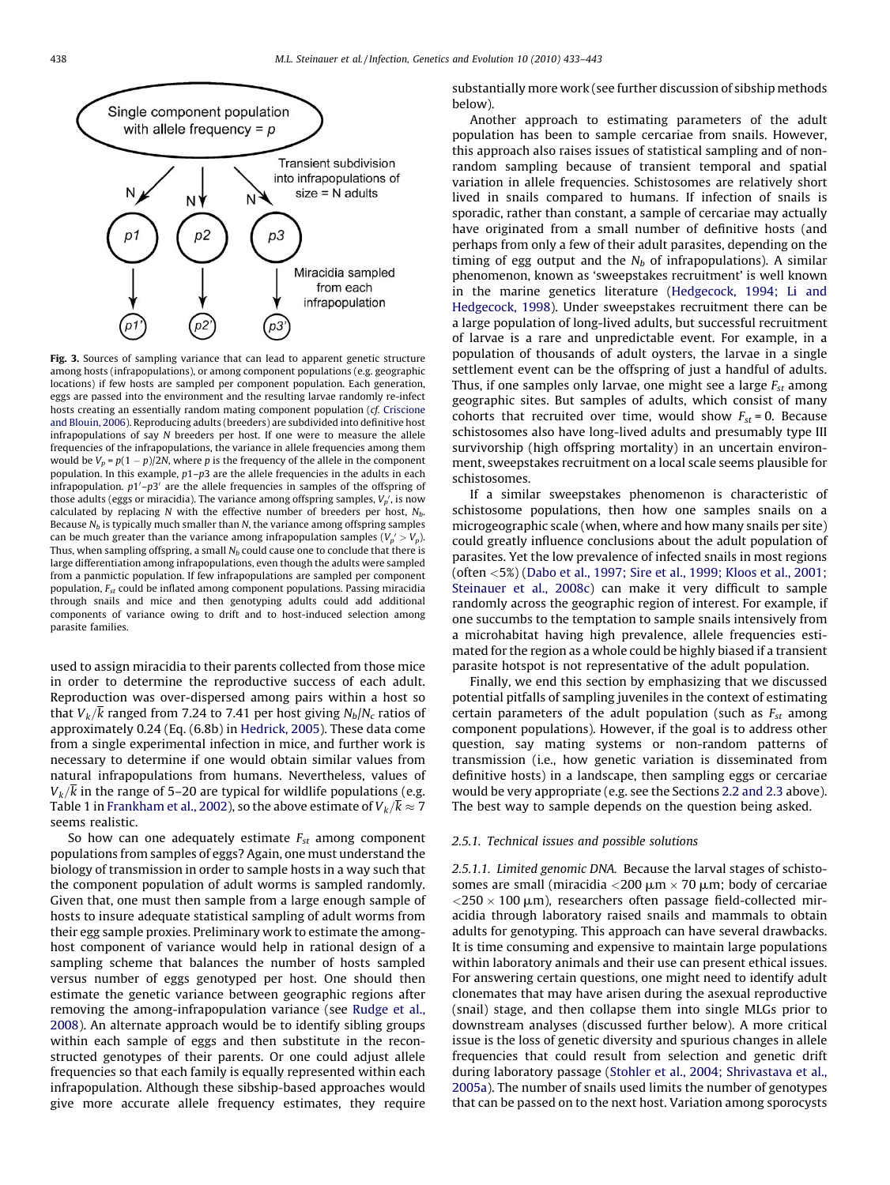Fig. 3. Sources of sampling variance that can lead to apparent genetic structure among hosts (infrapopulations), or among component populations (e.g. geographic locations) if few hosts are sampled per component population. Each generation, eggs are passed into the environment and the resulting larvae randomly re-infect hosts creating an essentially random mating component population (cf. Criscione and Blouin, 2006). Reproducing adults (breeders) are subdivided into definitive host infrapopulations of say $N$ breeders per host. If one were to measure the allele frequencies of the infrapopulations, the variance in allele frequencies among them would be $V_p = p(1-p)/2N$, where $p$ is the frequency of the allele in the component population. In this example, $p1$–$p3$ are the allele frequencies in the adults in each infrapopulation. $p1'$–$p3'$ are the allele frequencies in samples of the offspring of those adults (eggs or miracidia). The variance among offspring samples, $V_{p'}$, is now calculated by replacing $N$ with the effective number of breeders per host, $N_b$. Because $N_b$ is typically much smaller than $N$, the variance among offspring samples can be much greater than the variance among infrapopulation samples ($V_{p'} > V_p$). Thus, when sampling offspring, a small $N_b$ could cause one to conclude that there is large differentiation among infrapopulations, even though the adults were sampled from a panmictic population. If few infrapopulations are sampled per component population, $F_{st}$ could be inflated among component populations. Passing miracidia through snails and mice and then genotyping adults could add additional components of variance owing to drift and to host-induced selection among parasite families.

used to assign miracidia to their parents collected from those mice in order to determine the reproductive success of each adult. Reproduction was over-dispersed among pairs within a host so that $V_k/\bar{k}$ ranged from 7.24 to 7.41 per host giving $N_b/N_c$ ratios of approximately 0.24 (Eq. (6.8b) in Hedrick, 2005). These data come from a single experimental infection in mice, and further work is necessary to determine if one would obtain similar values from natural infrapopulations from humans. Nevertheless, values of $V_k/\bar{k}$ in the range of 5–20 are typical for wildlife populations (e.g. Table 1 in Frankham et al., 2002), so the above estimate of $V_k/\bar{k} \approx 7$ seems realistic.

So how can one adequately estimate $F_{st}$ among component populations from samples of eggs? Again, one must understand the biology of transmission in order to sample hosts in a way such that the component population of adult worms is sampled randomly. Given that, one must then sample from a large enough sample of hosts to insure adequate statistical sampling of adult worms from their egg sample proxies. Preliminary work to estimate the among-host component of variance would help in rational design of a sampling scheme that balances the number of hosts sampled versus number of eggs genotyped per host. One should then estimate the genetic variance between geographic regions after removing the among-infrapopulation variance (see Rudge et al., 2008). An alternate approach would be to identify sibling groups within each sample of eggs and then substitute in the reconstructed genotypes of their parents. Or one could adjust allele frequencies so that each family is equally represented within each infrapopulation. Although these sibship-based approaches would give more accurate allele frequency estimates, they require substantially more work (see further discussion of sibship methods below).

Another approach to estimating parameters of the adult population has been to sample cercariae from snails. However, this approach also raises issues of statistical sampling and of non-random sampling because of transient temporal and spatial variation in allele frequencies. Schistosomes are relatively short lived in snails compared to humans. If infection of snails is sporadic, rather than constant, a sample of cercariae may actually have originated from a small number of definitive hosts (and perhaps from only a few of their adult parasites, depending on the timing of egg output and the $N_b$ of infrapopulations). A similar phenomenon, known as 'sweepstakes recruitment' is well known in the marine genetics literature (Hedgecock, 1994; Li and Hedgecock, 1998). Under sweepstakes recruitment there can be a large population of long-lived adults, but successful recruitment of larvae is a rare and unpredictable event. For example, in a population of thousands of adult oysters, the larvae in a single settlement event can be the offspring of just a handful of adults. Thus, if one samples only larvae, one might see a large $F_{st}$ among geographic sites. But samples of adults, which consist of many cohorts that recruited over time, would show $F_{st} = 0$. Because schistosomes also have long-lived adults and presumably type III survivorship (high offspring mortality) in an uncertain environment, sweepstakes recruitment on a local scale seems plausible for schistosomes.

If a similar sweepstakes phenomenon is characteristic of schistosome populations, then how one samples snails on a microgeographic scale (when, where and how many snails per site) could greatly influence conclusions about the adult population of parasites. Yet the low prevalence of infected snails in most regions (often <5%) (Dabo et al., 1997; Sire et al., 1999; Kloos et al., 2001; Steinauer et al., 2008c) can make it very difficult to sample randomly across the geographic region of interest. For example, if one succumbs to the temptation to sample snails intensively from a microhabitat having high prevalence, allele frequencies estimated for the region as a whole could be highly biased if a transient parasite hotspot is not representative of the adult population.

Finally, we end this section by emphasizing that we discussed potential pitfalls of sampling juveniles in the context of estimating certain parameters of the adult population (such as $F_{st}$ among component populations). However, if the goal is to address other question, say mating systems or non-random patterns of transmission (i.e., how genetic variation is disseminated from definitive hosts) in a landscape, then sampling eggs or cercariae would be very appropriate (e.g. see the Sections 2.2 and 2.3 above). The best way to sample depends on the question being asked.

#### 2.5.1. Technical issues and possible solutions

*2.5.1.1. Limited genomic DNA.* Because the larval stages of schistosomes are small (miracidia <200 μm × 70 μm; body of cercariae <250 × 100 μm), researchers often passage field-collected miracidia through laboratory raised snails and mammals to obtain adults for genotyping. This approach can have several drawbacks. It is time consuming and expensive to maintain large populations within laboratory animals and their use can present ethical issues. For answering certain questions, one might need to identify adult clonemates that may have arisen during the asexual reproductive (snail) stage, and then collapse them into single MLGs prior to downstream analyses (discussed further below). A more critical issue is the loss of genetic diversity and spurious changes in allele frequencies that could result from selection and genetic drift during laboratory passage (Stohler et al., 2004; Shrivastava et al., 2005a). The number of snails used limits the number of genotypes that can be passed on to the next host. Variation among sporocysts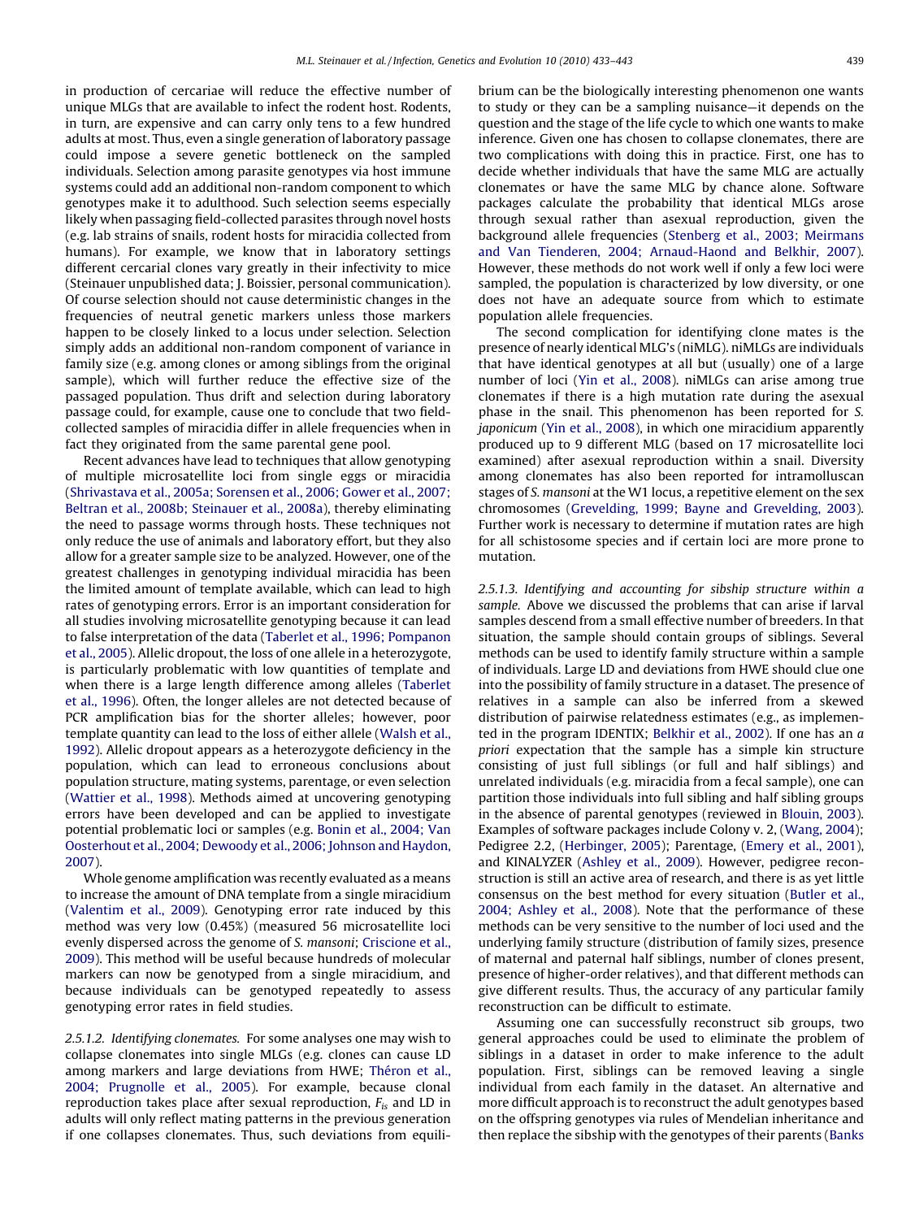in production of cercariae will reduce the effective number of unique MLGs that are available to infect the rodent host. Rodents, in turn, are expensive and can carry only tens to a few hundred adults at most. Thus, even a single generation of laboratory passage could impose a severe genetic bottleneck on the sampled individuals. Selection among parasite genotypes via host immune systems could add an additional non-random component to which genotypes make it to adulthood. Such selection seems especially likely when passaging field-collected parasites through novel hosts (e.g. lab strains of snails, rodent hosts for miracidia collected from humans). For example, we know that in laboratory settings different cercarial clones vary greatly in their infectivity to mice (Steinauer unpublished data; J. Boissier, personal communication). Of course selection should not cause deterministic changes in the frequencies of neutral genetic markers unless those markers happen to be closely linked to a locus under selection. Selection simply adds an additional non-random component of variance in family size (e.g. among clones or among siblings from the original sample), which will further reduce the effective size of the passaged population. Thus drift and selection during laboratory passage could, for example, cause one to conclude that two field-collected samples of miracidia differ in allele frequencies when in fact they originated from the same parental gene pool.

Recent advances have lead to techniques that allow genotyping of multiple microsatellite loci from single eggs or miracidia (Shrivastava et al., 2005a; Sorensen et al., 2006; Gower et al., 2007; Beltran et al., 2008b; Steinauer et al., 2008a), thereby eliminating the need to passage worms through hosts. These techniques not only reduce the use of animals and laboratory effort, but they also allow for a greater sample size to be analyzed. However, one of the greatest challenges in genotyping individual miracidia has been the limited amount of template available, which can lead to high rates of genotyping errors. Error is an important consideration for all studies involving microsatellite genotyping because it can lead to false interpretation of the data (Taberlet et al., 1996; Pompanon et al., 2005). Allelic dropout, the loss of one allele in a heterozygote, is particularly problematic with low quantities of template and when there is a large length difference among alleles (Taberlet et al., 1996). Often, the longer alleles are not detected because of PCR amplification bias for the shorter alleles; however, poor template quantity can lead to the loss of either allele (Walsh et al., 1992). Allelic dropout appears as a heterozygote deficiency in the population, which can lead to erroneous conclusions about population structure, mating systems, parentage, or even selection (Wattier et al., 1998). Methods aimed at uncovering genotyping errors have been developed and can be applied to investigate potential problematic loci or samples (e.g. Bonin et al., 2004; Van Oosterhout et al., 2004; Dewoody et al., 2006; Johnson and Haydon, 2007).

Whole genome amplification was recently evaluated as a means to increase the amount of DNA template from a single miracidium (Valentim et al., 2009). Genotyping error rate induced by this method was very low (0.45%) (measured 56 microsatellite loci evenly dispersed across the genome of *S. mansoni*; Criscione et al., 2009). This method will be useful because hundreds of molecular markers can now be genotyped from a single miracidium, and because individuals can be genotyped repeatedly to assess genotyping error rates in field studies.

*2.5.1.2. Identifying clonemates.* For some analyses one may wish to collapse clonemates into single MLGs (e.g. clones can cause LD among markers and large deviations from HWE; Théron et al., 2004; Prugnolle et al., 2005). For example, because clonal reproduction takes place after sexual reproduction, $F_{is}$ and LD in adults will only reflect mating patterns in the previous generation if one collapses clonemates. Thus, such deviations from equilibrium can be the biologically interesting phenomenon one wants to study or they can be a sampling nuisance—it depends on the question and the stage of the life cycle to which one wants to make inference. Given one has chosen to collapse clonemates, there are two complications with doing this in practice. First, one has to decide whether individuals that have the same MLG are actually clonemates or have the same MLG by chance alone. Software packages calculate the probability that identical MLGs arose through sexual rather than asexual reproduction, given the background allele frequencies (Stenberg et al., 2003; Meirmans and Van Tienderen, 2004; Arnaud-Haond and Belkhir, 2007). However, these methods do not work well if only a few loci were sampled, the population is characterized by low diversity, or one does not have an adequate source from which to estimate population allele frequencies.

The second complication for identifying clone mates is the presence of nearly identical MLG's (niMLG). niMLGs are individuals that have identical genotypes at all but (usually) one of a large number of loci (Yin et al., 2008). niMLGs can arise among true clonemates if there is a high mutation rate during the asexual phase in the snail. This phenomenon has been reported for *S. japonicum* (Yin et al., 2008), in which one miracidium apparently produced up to 9 different MLG (based on 17 microsatellite loci examined) after asexual reproduction within a snail. Diversity among clonemates has also been reported for intramolluscan stages of *S. mansoni* at the W1 locus, a repetitive element on the sex chromosomes (Grevelding, 1999; Bayne and Grevelding, 2003). Further work is necessary to determine if mutation rates are high for all schistosome species and if certain loci are more prone to mutation.

*2.5.1.3. Identifying and accounting for sibship structure within a sample.* Above we discussed the problems that can arise if larval samples descend from a small effective number of breeders. In that situation, the sample should contain groups of siblings. Several methods can be used to identify family structure within a sample of individuals. Large LD and deviations from HWE should clue one into the possibility of family structure in a dataset. The presence of relatives in a sample can also be inferred from a skewed distribution of pairwise relatedness estimates (e.g., as implemented in the program IDENTIX; Belkhir et al., 2002). If one has an *a priori* expectation that the sample has a simple kin structure consisting of just full siblings (or full and half siblings) and unrelated individuals (e.g. miracidia from a fecal sample), one can partition those individuals into full sibling and half sibling groups in the absence of parental genotypes (reviewed in Blouin, 2003). Examples of software packages include Colony v. 2, (Wang, 2004); Pedigree 2.2, (Herbinger, 2005); Parentage, (Emery et al., 2001), and KINALYZER (Ashley et al., 2009). However, pedigree reconstruction is still an active area of research, and there is as yet little consensus on the best method for every situation (Butler et al., 2004; Ashley et al., 2008). Note that the performance of these methods can be very sensitive to the number of loci used and the underlying family structure (distribution of family sizes, presence of maternal and paternal half siblings, number of clones present, presence of higher-order relatives), and that different methods can give different results. Thus, the accuracy of any particular family reconstruction can be difficult to estimate.

Assuming one can successfully reconstruct sib groups, two general approaches could be used to eliminate the problem of siblings in a dataset in order to make inference to the adult population. First, siblings can be removed leaving a single individual from each family in the dataset. An alternative and more difficult approach is to reconstruct the adult genotypes based on the offspring genotypes via rules of Mendelian inheritance and then replace the sibship with the genotypes of their parents (Banks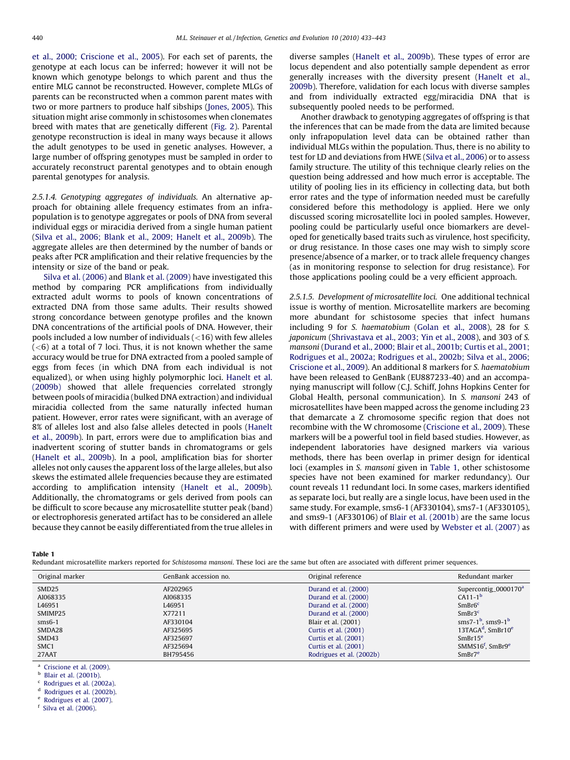et al., 2000; Criscione et al., 2005). For each set of parents, the genotype at each locus can be inferred; however it will not be known which genotype belongs to which parent and thus the entire MLG cannot be reconstructed. However, complete MLGs of parents can be reconstructed when a common parent mates with two or more partners to produce half sibships (Jones, 2005). This situation might arise commonly in schistosomes when clonemates breed with mates that are genetically different (Fig. 2). Parental genotype reconstruction is ideal in many ways because it allows the adult genotypes to be used in genetic analyses. However, a large number of offspring genotypes must be sampled in order to accurately reconstruct parental genotypes and to obtain enough parental genotypes for analysis.

*2.5.1.4. Genotyping aggregates of individuals.* An alternative approach for obtaining allele frequency estimates from an infrapopulation is to genotype aggregates or pools of DNA from several individual eggs or miracidia derived from a single human patient (Silva et al., 2006; Blank et al., 2009; Hanelt et al., 2009b). The aggregate alleles are then determined by the number of bands or peaks after PCR amplification and their relative frequencies by the intensity or size of the band or peak.

Silva et al. (2006) and Blank et al. (2009) have investigated this method by comparing PCR amplifications from individually extracted adult worms to pools of known concentrations of extracted DNA from those same adults. Their results showed strong concordance between genotype profiles and the known DNA concentrations of the artificial pools of DNA. However, their pools included a low number of individuals (<16) with few alleles (<6) at a total of 7 loci. Thus, it is not known whether the same accuracy would be true for DNA extracted from a pooled sample of eggs from feces (in which DNA from each individual is not equalized), or when using highly polymorphic loci. Hanelt et al. (2009b) showed that allele frequencies correlated strongly between pools of miracidia (bulked DNA extraction) and individual miracidia collected from the same naturally infected human patient. However, error rates were significant, with an average of 8% of alleles lost and also false alleles detected in pools (Hanelt et al., 2009b). In part, errors were due to amplification bias and inadvertent scoring of stutter bands in chromatograms or gels (Hanelt et al., 2009b). In a pool, amplification bias for shorter alleles not only causes the apparent loss of the large alleles, but also skews the estimated allele frequencies because they are estimated according to amplification intensity (Hanelt et al., 2009b). Additionally, the chromatograms or gels derived from pools can be difficult to score because any microsatellite stutter peak (band) or electrophoresis generated artifact has to be considered an allele because they cannot be easily differentiated from the true alleles in diverse samples (Hanelt et al., 2009b). These types of error are locus dependent and also potentially sample dependent as error generally increases with the diversity present (Hanelt et al., 2009b). Therefore, validation for each locus with diverse samples and from individually extracted egg/miracidia DNA that is subsequently pooled needs to be performed.

Another drawback to genotyping aggregates of offspring is that the inferences that can be made from the data are limited because only infrapopulation level data can be obtained rather than individual MLGs within the population. Thus, there is no ability to test for LD and deviations from HWE (Silva et al., 2006) or to assess family structure. The utility of this technique clearly relies on the question being addressed and how much error is acceptable. The utility of pooling lies in its efficiency in collecting data, but both error rates and the type of information needed must be carefully considered before this methodology is applied. Here we only discussed scoring microsatellite loci in pooled samples. However, pooling could be particularly useful once biomarkers are developed for genetically based traits such as virulence, host specificity, or drug resistance. In those cases one may wish to simply score presence/absence of a marker, or to track allele frequency changes (as in monitoring response to selection for drug resistance). For those applications pooling could be a very efficient approach.

*2.5.1.5. Development of microsatellite loci.* One additional technical issue is worthy of mention. Microsatellite markers are becoming more abundant for schistosome species that infect humans including 9 for *S. haematobium* (Golan et al., 2008), 28 for *S. japonicum* (Shrivastava et al., 2003; Yin et al., 2008), and 303 of *S. mansoni* (Durand et al., 2000; Blair et al., 2001b; Curtis et al., 2001; Rodrigues et al., 2002a; Rodrigues et al., 2002b; Silva et al., 2006; Criscione et al., 2009). An additional 8 markers for *S. haematobium* have been released to GenBank (EU887233-40) and an accompanying manuscript will follow (C.J. Schiff, Johns Hopkins Center for Global Health, personal communication). In *S. mansoni* 243 of microsatellites have been mapped across the genome including 23 that demarcate a Z chromosome specific region that does not recombine with the W chromosome (Criscione et al., 2009). These markers will be a powerful tool in field based studies. However, as independent laboratories have designed markers via various methods, there has been overlap in primer design for identical loci (examples in *S. mansoni* given in Table 1, other schistosome species have not been examined for marker redundancy). Our count reveals 11 redundant loci. In some cases, markers identified as separate loci, but really are a single locus, have been used in the same study. For example, sms6-1 (AF330104), sms7-1 (AF330105), and sms9-1 (AF330106) of Blair et al. (2001b) are the same locus with different primers and were used by Webster et al. (2007) as

**Table 1**
Redundant microsatellite markers reported for *Schistosoma mansoni*. These loci are the same but often are associated with different primer sequences.

| Original marker | GenBank accession no. | Original reference | Redundant marker |
|---|---|---|---|
| SMD25 | AF202965 | Durand et al. (2000) | Supercontig_0000170[a] |
| AI068335 | AI068335 | Durand et al. (2000) | CA11-1[b] |
| L46951 | L46951 | Durand et al. (2000) | SmBr6[c] |
| SMIMP25 | X77211 | Durand et al. (2000) | SmBr3[c] |
| sms6-1 | AF330104 | Blair et al. (2001) | sms7-1[b], sms9-1[b] |
| SMDA28 | AF325695 | Curtis et al. (2001) | 13TAGA[d], SmBr10[e] |
| SMD43 | AF325697 | Curtis et al. (2001) | SmBr15[e] |
| SMC1 | AF325694 | Curtis et al. (2001) | SMMS16[f], SmBr9[e] |
| 27AAT | BH795456 | Rodrigues et al. (2002b) | SmBr7[e] |

[a] Criscione et al. (2009).
[b] Blair et al. (2001b).
[c] Rodrigues et al. (2002a).
[d] Rodrigues et al. (2002b).
[e] Rodrigues et al. (2007).
[f] Silva et al. (2006).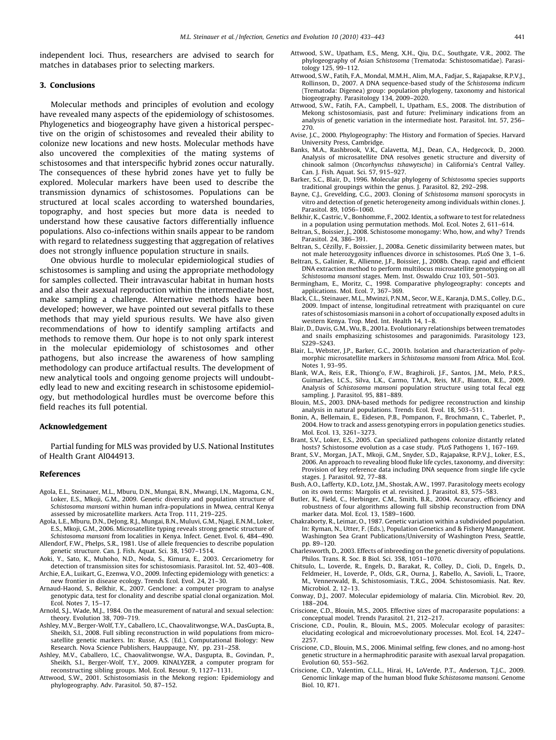independent loci. Thus, researchers are advised to search for matches in databases prior to selecting markers.

## 3. Conclusions

Molecular methods and principles of evolution and ecology have revealed many aspects of the epidemiology of schistosomes. Phylogenetics and biogeography have given a historical perspective on the origin of schistosomes and revealed their ability to colonize new locations and new hosts. Molecular methods have also uncovered the complexities of the mating systems of schistosomes and that interspecific hybrid zones occur naturally. The consequences of these hybrid zones have yet to fully be explored. Molecular markers have been used to describe the transmission dynamics of schistosomes. Populations can be structured at local scales according to watershed boundaries, topography, and host species but more data is needed to understand how these causative factors differentially influence populations. Also co-infections within snails appear to be random with regard to relatedness suggesting that aggregation of relatives does not strongly influence population structure in snails.

One obvious hurdle to molecular epidemiological studies of schistosomes is sampling and using the appropriate methodology for samples collected. Their intravascular habitat in human hosts and also their asexual reproduction within the intermediate host, make sampling a challenge. Alternative methods have been developed; however, we have pointed out several pitfalls to these methods that may yield spurious results. We have also given recommendations of how to identify sampling artifacts and methods to remove them. Our hope is to not only spark interest in the molecular epidemiology of schistosomes and other pathogens, but also increase the awareness of how sampling methodology can produce artifactual results. The development of new analytical tools and ongoing genome projects will undoubtedly lead to new and exciting research in schistosome epidemiology, but methodological hurdles must be overcome before this field reaches its full potential.

## Acknowledgement

Partial funding for MLS was provided by U.S. National Institutes of Health Grant AI044913.

## References

- Agola, E.L., Steinauer, M.L., Mburu, D.N., Mungai, B.N., Mwangi, I.N., Magoma, G.N., Loker, E.S., Mkoji, G.M., 2009. Genetic diversity and population structure of *Schistosoma mansoni* within human infra-populations in Mwea, central Kenya assessed by microsatellite markers. Acta Trop. 111, 219–225.
- Agola, L.E., Mburu, D.N., DeJong, R.J., Mungai, B.N., Muluvi, G.M., Njagi, E.N.M., Loker, E.S., Mkoji, G.M., 2006. Microsatellite typing reveals strong genetic structure of *Schistosoma mansoni* from localities in Kenya. Infect. Genet. Evol. 6, 484–490.
- Allendorf, F.W., Phelps, S.R., 1981. Use of allele frequencies to describe population genetic structure. Can. J. Fish. Aquat. Sci. 38, 1507–1514.
- Aoki, Y., Sato, K., Muhoho, N.D., Noda, S., Kimura, E., 2003. Cercariometry for detection of transmission sites for schistosomiasis. Parasitol. Int. 52, 403–408.
- Archie, E.A., Luikart, G., Ezenwa, V.O., 2009. Infecting epidemiology with genetics: a new frontier in disease ecology. Trends Ecol. Evol. 24, 21–30.
- Arnaud-Haond, S., Belkhir, K., 2007. Genclone: a computer program to analyse genotypic data, test for clonality and describe spatial clonal organization. Mol. Ecol. Notes 7, 15–17.
- Arnold, S.J., Wade, M.J., 1984. On the measurement of natural and sexual selection: theory. Evolution 38, 709–719.
- Ashley, M.V., Berger-Wolf, T.Y., Caballero, I.C., Chaovalitwongse, W.A., DasGupta, B., Sheikh, S.I., 2008. Full sibling reconstruction in wild populations from microsatellite genetic markers. In: Russe, A.S. (Ed.), Computational Biology: New Research. Nova Science Publishers, Hauppauge, NY, pp. 231–258.
- Ashley, M.V., Caballero, I.C., Chaovalitwongse, W.A., Dasgupta, B., Govindan, P., Sheikh, S.I., Berger-Wolf, T.Y., 2009. KINALYZER, a computer program for reconstructing sibling groups. Mol. Ecol. Resour. 9, 1127–1131.
- Attwood, S.W., 2001. Schistosomiasis in the Mekong region: Epidemiology and phylogeography. Adv. Parasitol. 50, 87–152.
- Attwood, S.W., Upatham, E.S., Meng, X.H., Qiu, D.C., Southgate, V.R., 2002. The phylogeography of Asian *Schistosoma* (Trematoda: Schistosomatidae). Parasitology 125, 99–112.
- Attwood, S.W., Fatih, F.A., Mondal, M.M.H., Alim, M.A., Fadjar, S., Rajapakse, R.P.V.J., Rollinson, D., 2007. A DNA sequence-based study of the *Schistosoma indicum* (Trematoda: Digenea) group: population phylogeny, taxonomy and historical biogeography. Parasitology 134, 2009–2020.
- Attwood, S.W., Fatih, F.A., Campbell, I., Upatham, E.S., 2008. The distribution of Mekong schistosomiasis, past and future: Preliminary indications from an analysis of genetic variation in the intermediate host. Parasitol. Int. 57, 256–270.
- Avise, J.C., 2000. Phylogeography: The History and Formation of Species. Harvard University Press, Cambridge.
- Banks, M.A., Rashbrook, V.K., Calavetta, M.J., Dean, C.A., Hedgecock, D., 2000. Analysis of microsatellite DNA resolves genetic structure and diversity of chinook salmon (*Oncorhynchus tshawytscha*) in California's Central Valley. Can. J. Fish. Aquat. Sci. 57, 915–927.
- Barker, S.C., Blair, D., 1996. Molecular phylogeny of *Schistosoma* species supports traditional groupings within the genus. J. Parasitol. 82, 292–298.
- Bayne, C.J., Grevelding, C.G., 2003. Cloning of *Schistosoma mansoni* sporocysts in vitro and detection of genetic heterogeneity among individuals within clones. J. Parasitol. 89, 1056–1060.
- Belkhir, K., Castric, V., Bonhomme, F., 2002. Identix, a software to test for relatedness in a population using permutation methods. Mol. Ecol. Notes 2, 611–614.
- Beltran, S., Boissier, J., 2008. Schistosome monogamy: Who, how, and why? Trends Parasitol. 24, 386–391.
- Beltran, S., Cézilly, F., Boissier, J., 2008a. Genetic dissimilarity between mates, but not male heterozygosity influences divorce in schistosomes. PLoS One 3, 1–6.
- Beltran, S., Galinier, R., Allienne, J.F., Boissier, J., 2008b. Cheap, rapid and efficient DNA extraction method to perform multilocus microsatellite genotyping on all *Schistosoma mansoni* stages. Mem. Inst. Oswaldo Cruz 103, 501–503.
- Bermingham, E., Moritz, C., 1998. Comparative phylogeography: concepts and applications. Mol. Ecol. 7, 367–369.
- Black, C.L., Steinauer, M.L., Mwinzi, P.N.M., Secor, W.E., Karanja, D.M.S., Colley, D.G., 2009. Impact of intense, longitudinal retreatment with praziquantel on cure rates of schistosomiasis mansoni in a cohort of occupationally exposed adults in western Kenya. Trop. Med. Int. Health 14, 1–8.
- Blair, D., Davis, G.M., Wu, B., 2001a. Evolutionary relationships between trematodes and snails emphasizing schistosomes and paragonimids. Parasitology 123, S229–S243.
- Blair, L., Webster, J.P., Barker, G.C., 2001b. Isolation and characterization of polymorphic microsatellite markers in *Schistosoma mansoni* from Africa. Mol. Ecol. Notes 1, 93–95.
- Blank, W.A., Reis, E.R., Thiong'o, F.W., Braghiroli, J.F., Santos, J.M., Melo, P.R.S., Guimarães, I.C.S., Silva, L.K., Carmo, T.M.A., Reis, M.F., Blanton, R.E., 2009. Analysis of *Schistosoma mansoni* population structure using total fecal egg sampling. J. Parasitol. 95, 881–889.
- Blouin, M.S., 2003. DNA-based methods for pedigree reconstruction and kinship analysis in natural populations. Trends Ecol. Evol. 18, 503–511.
- Bonin, A., Bellemain, E., Eidesen, P.B., Pompanon, F., Brochmann, C., Taberlet, P., 2004. How to track and assess genotyping errors in population genetics studies. Mol. Ecol. 13, 3261–3273.
- Brant, S.V., Loker, E.S., 2005. Can specialized pathogens colonize distantly related hosts? Schistosome evolution as a case study. PLoS Pathogens 1, 167–169.
- Brant, S.V., Morgan, J.A.T., Mkoji, G.M., Snyder, S.D., Rajapakse, R.P.V.J., Loker, E.S., 2006. An approach to revealing blood fluke life cycles, taxonomy, and diversity: Provision of key reference data including DNA sequence from single life cycle stages. J. Parasitol. 92, 77–88.
- Bush, A.O., Lafferty, K.D., Lotz, J.M., Shostak, A.W., 1997. Parasitology meets ecology on its own terms: Margolis et al. revisited. J. Parasitol. 83, 575–583.
- Butler, K., Field, C., Herbinger, C.M., Smith, B.R., 2004. Accuracy, efficiency and robustness of four algorithms allowing full sibship reconstruction from DNA marker data. Mol. Ecol. 13, 1589–1600.
- Chakraborty, R., Leimar, O., 1987. Genetic variation within a subdivided population. In: Ryman, N., Utter, F. (Eds.), Population Genetics and Fishery Management. Washington Sea Grant Publications/University of Washington Press, Seattle, pp. 89–120.
- Charlesworth, D., 2003. Effects of inbreeding on the genetic diversity of populations. Philos. Trans. R. Soc. B Biol. Sci. 358, 1051–1070.
- Chitsulo, L., Loverde, R., Engels, D., Barakat, R., Colley, D., Cioli, D., Engels, D., Feldmeier, H., Loverde, P., Olds, G.R., Ourna, J., Rabello, A., Savioli, L., Traore, M., Vennerwald, B., Schistosomiasis, T.R.G., 2004. Schistosomiasis. Nat. Rev. Microbiol. 2, 12–13.
- Conway, D.J., 2007. Molecular epidemiology of malaria. Clin. Microbiol. Rev. 20, 188–204.
- Criscione, C.D., Blouin, M.S., 2005. Effective sizes of macroparasite populations: a conceptual model. Trends Parasitol. 21, 212–217.
- Criscione, C.D., Poulin, R., Blouin, M.S., 2005. Molecular ecology of parasites: elucidating ecological and microevolutionary processes. Mol. Ecol. 14, 2247–2257.
- Criscione, C.D., Blouin, M.S., 2006. Minimal selfing, few clones, and no among-host genetic structure in a hermaphroditic parasite with asexual larval propagation. Evolution 60, 553–562.
- Criscione, C.D., Valentim, C.L.L., Hirai, H., LoVerde, P.T., Anderson, T.J.C., 2009. Genomic linkage map of the human blood fluke *Schistosoma mansoni*. Genome Biol. 10, R71.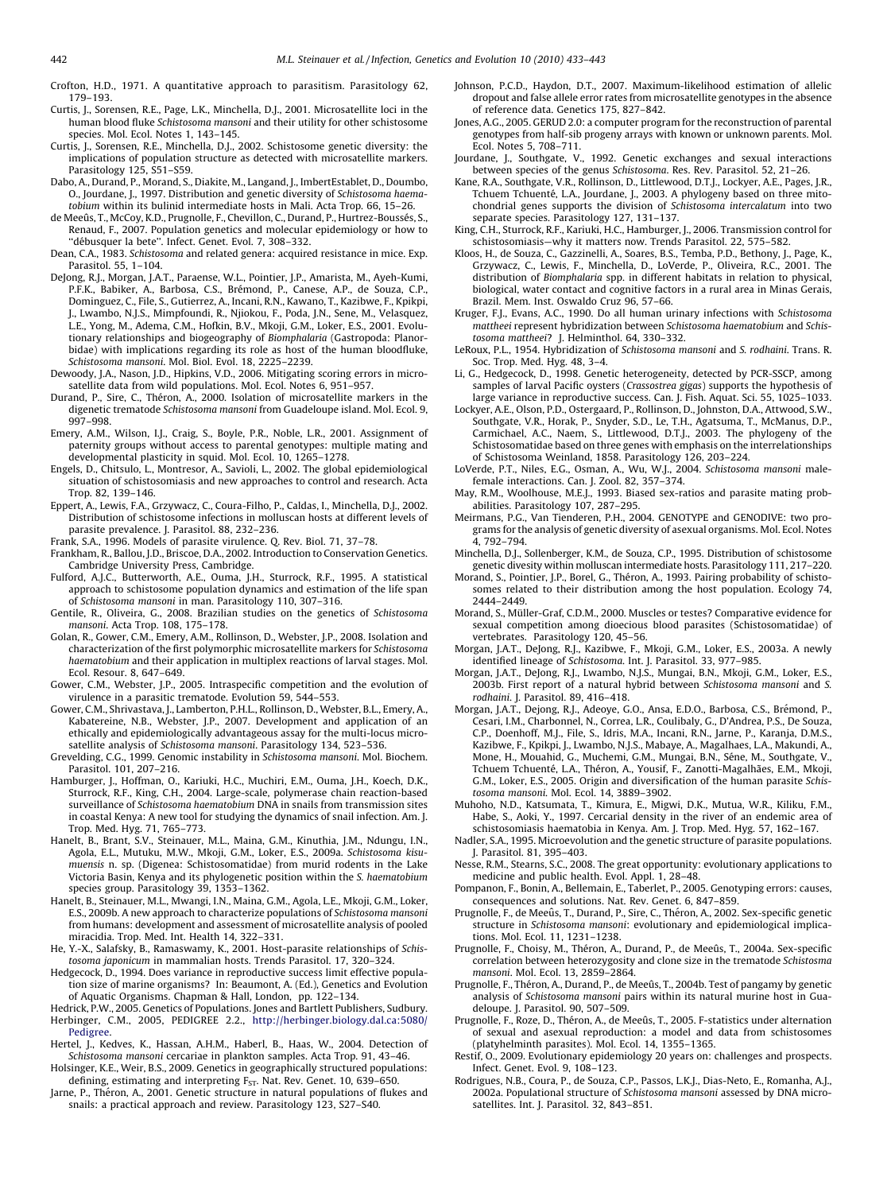Crofton, H.D., 1971. A quantitative approach to parasitism. Parasitology 62, 179–193.

Curtis, J., Sorensen, R.E., Page, L.K., Minchella, D.J., 2001. Microsatellite loci in the human blood fluke *Schistosoma mansoni* and their utility for other schistosome species. Mol. Ecol. Notes 1, 143–145.

Curtis, J., Sorensen, R.E., Minchella, D.J., 2002. Schistosome genetic diversity: the implications of population structure as detected with microsatellite markers. Parasitology 125, S51–S59.

Dabo, A., Durand, P., Morand, S., Diakite, M., Langand, J., ImbertEstablet, D., Doumbo, O., Jourdane, J., 1997. Distribution and genetic diversity of *Schistosoma haematobium* within its bulinid intermediate hosts in Mali. Acta Trop. 66, 15–26.

de Meeûs, T., McCoy, K.D., Prugnolle, F., Chevillon, C., Durand, P., Hurtrez-Boussés, S., Renaud, F., 2007. Population genetics and molecular epidemiology or how to "débusquer la bete". Infect. Genet. Evol. 7, 308–332.

Dean, C.A., 1983. *Schistosoma* and related genera: acquired resistance in mice. Exp. Parasitol. 55, 1–104.

DeJong, R.J., Morgan, J.A.T., Paraense, W.L., Pointier, J.P., Amarista, M., Ayeh-Kumi, P.F.K., Babiker, A., Barbosa, C.S., Brémond, P., Canese, A.P., de Souza, C.P., Dominguez, C., File, S., Gutierrez, A., Incani, R.N., Kawano, T., Kazibwe, F., Kpikpi, J., Lwambo, N.J.S., Mimpfoundi, R., Njiokou, F., Poda, J.N., Sene, M., Velasquez, L.E., Yong, M., Adema, C.M., Hofkin, B.V., Mkoji, G.M., Loker, E.S., 2001. Evolutionary relationships and biogeography of *Biomphalaria* (Gastropoda: Planorbidae) with implications regarding its role as host of the human bloodfluke, *Schistosoma mansoni*. Mol. Biol. Evol. 18, 2225–2239.

Dewoody, J.A., Nason, J.D., Hipkins, V.D., 2006. Mitigating scoring errors in microsatellite data from wild populations. Mol. Ecol. Notes 6, 951–957.

Durand, P., Sire, C., Théron, A., 2000. Isolation of microsatellite markers in the digenetic trematode *Schistosoma mansoni* from Guadeloupe island. Mol. Ecol. 9, 997–998.

Emery, A.M., Wilson, I.J., Craig, S., Boyle, P.R., Noble, L.R., 2001. Assignment of paternity groups without access to parental genotypes: multiple mating and developmental plasticity in squid. Mol. Ecol. 10, 1265–1278.

Engels, D., Chitsulo, L., Montresor, A., Savioli, L., 2002. The global epidemiological situation of schistosomiasis and new approaches to control and research. Acta Trop. 82, 139–146.

Eppert, A., Lewis, F.A., Grzywacz, C., Coura-Filho, P., Caldas, I., Minchella, D.J., 2002. Distribution of schistosome infections in molluscan hosts at different levels of parasite prevalence. J. Parasitol. 88, 232–236.

Frank, S.A., 1996. Models of parasite virulence. Q. Rev. Biol. 71, 37–78.

Frankham, R., Ballou, J.D., Briscoe, D.A., 2002. Introduction to Conservation Genetics. Cambridge University Press, Cambridge.

Fulford, A.J.C., Butterworth, A.E., Ouma, J.H., Sturrock, R.F., 1995. A statistical approach to schistosome population dynamics and estimation of the life span of *Schistosoma mansoni* in man. Parasitology 110, 307–316.

Gentile, R., Oliveira, G., 2008. Brazilian studies on the genetics of *Schistosoma mansoni*. Acta Trop. 108, 175–178.

Golan, R., Gower, C.M., Emery, A.M., Rollinson, D., Webster, J.P., 2008. Isolation and characterization of the first polymorphic microsatellite markers for *Schistosoma haematobium* and their application in multiplex reactions of larval stages. Mol. Ecol. Resour. 8, 647–649.

Gower, C.M., Webster, J.P., 2005. Intraspecific competition and the evolution of virulence in a parasitic trematode. Evolution 59, 544–553.

Gower, C.M., Shrivastava, J., Lamberton, P.H.L., Rollinson, D., Webster, B.L., Emery, A., Kabatereine, N.B., Webster, J.P., 2007. Development and application of an ethically and epidemiologically advantageous assay for the multi-locus microsatellite analysis of *Schistosoma mansoni*. Parasitology 134, 523–536.

Grevelding, C.G., 1999. Genomic instability in *Schistosoma mansoni*. Mol. Biochem. Parasitol. 101, 207–216.

Hamburger, J., Hoffman, O., Kariuki, H.C., Muchiri, E.M., Ouma, J.H., Koech, D.K., Sturrock, R.F., King, C.H., 2004. Large-scale, polymerase chain reaction-based surveillance of *Schistosoma haematobium* DNA in snails from transmission sites in coastal Kenya: A new tool for studying the dynamics of snail infection. Am. J. Trop. Med. Hyg. 71, 765–773.

Hanelt, B., Brant, S.V., Steinauer, M.L., Maina, G.M., Kinuthia, J.M., Ndungu, I.N., Agola, E.L., Mutuku, M.W., Mkoji, G.M., Loker, E.S., 2009a. *Schistosoma kisumuensis* n. sp. (Digenea: Schistosomatidae) from murid rodents in the Lake Victoria Basin, Kenya and its phylogenetic position within the *S. haematobium* species group. Parasitology 39, 1353–1362.

Hanelt, B., Steinauer, M.L., Mwangi, I.N., Maina, G.M., Agola, L.E., Mkoji, G.M., Loker, E.S., 2009b. A new approach to characterize populations of *Schistosoma mansoni* from humans: development and assessment of microsatellite analysis of pooled miracidia. Trop. Med. Int. Health 14, 322–331.

He, Y.-X., Salafsky, B., Ramaswamy, K., 2001. Host-parasite relationships of *Schistosoma japonicum* in mammalian hosts. Trends Parasitol. 17, 320–324.

Hedgecock, D., 1994. Does variance in reproductive success limit effective population size of marine organisms? In: Beaumont, A. (Ed.), Genetics and Evolution of Aquatic Organisms. Chapman & Hall, London, pp. 122–134.

Hedrick, P.W., 2005. Genetics of Populations. Jones and Bartlett Publishers, Sudbury.

Herbinger, C.M., 2005, PEDIGREE 2.2., http://herbinger.biology.dal.ca:5080/Pedigree.

Hertel, J., Kedves, K., Hassan, A.H.M., Haberl, B., Haas, W., 2004. Detection of *Schistosoma mansoni* cercariae in plankton samples. Acta Trop. 91, 43–46.

Holsinger, K.E., Weir, B.S., 2009. Genetics in geographically structured populations: defining, estimating and interpreting $F_{ST}$. Nat. Rev. Genet. 10, 639–650.

Jarne, P., Théron, A., 2001. Genetic structure in natural populations of flukes and snails: a practical approach and review. Parasitology 123, S27–S40.

Johnson, P.C.D., Haydon, D.T., 2007. Maximum-likelihood estimation of allelic dropout and false allele error rates from microsatellite genotypes in the absence of reference data. Genetics 175, 827–842.

Jones, A.G., 2005. GERUD 2.0: a computer program for the reconstruction of parental genotypes from half-sib progeny arrays with known or unknown parents. Mol. Ecol. Notes 5, 708–711.

Jourdane, J., Southgate, V., 1992. Genetic exchanges and sexual interactions between species of the genus *Schistosoma*. Res. Rev. Parasitol. 52, 21–26.

Kane, R.A., Southgate, V.R., Rollinson, D., Littlewood, D.T.J., Lockyer, A.E., Pages, J.R., Tchuem Tchuenté, L.A., Jourdane, J., 2003. A phylogeny based on three mitochondrial genes supports the division of *Schistosoma intercalatum* into two separate species. Parasitology 127, 131–137.

King, C.H., Sturrock, R.F., Kariuki, H.C., Hamburger, J., 2006. Transmission control for schistosomiasis—why it matters now. Trends Parasitol. 22, 575–582.

Kloos, H., de Souza, C., Gazzinelli, A., Soares, B.S., Temba, P.D., Bethony, J., Page, K., Grzywacz, C., Lewis, F., Minchella, D., LoVerde, P., Oliveira, R.C., 2001. The distribution of *Biomphalaria* spp. in different habitats in relation to physical, biological, water contact and cognitive factors in a rural area in Minas Gerais, Brazil. Mem. Inst. Oswaldo Cruz 96, 57–66.

Kruger, F.J., Evans, A.C., 1990. Do all human urinary infections with *Schistosoma mattheei* represent hybridization between *Schistosoma haematobium* and *Schistosoma mattheei*? J. Helminthol. 64, 330–332.

LeRoux, P.L., 1954. Hybridization of *Schistosoma mansoni* and *S. rodhaini*. Trans. R. Soc. Trop. Med. Hyg. 48, 3–4.

Li, G., Hedgecock, D., 1998. Genetic heterogeneity, detected by PCR-SSCP, among samples of larval Pacific oysters (*Crassostrea gigas*) supports the hypothesis of large variance in reproductive success. Can. J. Fish. Aquat. Sci. 55, 1025–1033.

Lockyer, A.E., Olson, P.D., Ostergaard, P., Rollinson, D., Johnston, D.A., Attwood, S.W., Southgate, V.R., Horak, P., Snyder, S.D., Le, T.H., Agatsuma, T., McManus, D.P., Carmichael, A.C., Naem, S., Littlewood, D.T.J., 2003. The phylogeny of the Schistosomatidae based on three genes with emphasis on the interrelationships of Schistosoma Weinland, 1858. Parasitology 126, 203–224.

LoVerde, P.T., Niles, E.G., Osman, A., Wu, W.J., 2004. *Schistosoma mansoni* male-female interactions. Can. J. Zool. 82, 357–374.

May, R.M., Woolhouse, M.E.J., 1993. Biased sex-ratios and parasite mating probabilities. Parasitology 107, 287–295.

Meirmans, P.G., Van Tienderen, P.H., 2004. GENOTYPE and GENODIVE: two programs for the analysis of genetic diversity of asexual organisms. Mol. Ecol. Notes 4, 792–794.

Minchella, D.J., Sollenberger, K.M., de Souza, C.P., 1995. Distribution of schistosome genetic diversity within molluscan intermediate hosts. Parasitology 111, 217–220.

Morand, S., Pointier, J.P., Borel, G., Théron, A., 1993. Pairing probability of schistosomes related to their distribution among the host population. Ecology 74, 2444–2449.

Morand, S., Müller-Graf, C.D.M., 2000. Muscles or testes? Comparative evidence for sexual competition among dioecious blood parasites (Schistosomatidae) of vertebrates. Parasitology 120, 45–56.

Morgan, J.A.T., DeJong, R.J., Kazibwe, F., Mkoji, G.M., Loker, E.S., 2003a. A newly identified lineage of *Schistosoma*. Int. J. Parasitol. 33, 977–985.

Morgan, J.A.T., DeJong, R.J., Lwambo, N.J.S., Mungai, B.N., Mkoji, G.M., Loker, E.S., 2003b. First report of a natural hybrid between *Schistosoma mansoni* and *S. rodhaini*. J. Parasitol. 89, 416–418.

Morgan, J.A.T., Dejong, R.J., Adeoye, G.O., Ansa, E.D.O., Barbosa, C.S., Brémond, P., Cesari, I.M., Charbonnel, N., Correa, L.R., Coulibaly, G., D'Andrea, P.S., De Souza, C.P., Doenhoff, M.J., File, S., Idris, M.A., Incani, R.N., Jarne, P., Karanja, D.M.S., Kazibwe, F., Kpikpi, J., Lwambo, N.J.S., Mabaye, A., Magalhaes, L.A., Makundi, A., Mone, H., Mouahid, G., Muchemi, G.M., Mungai, B.N., Séne, M., Southgate, V., Tchuem Tchuenté, L.A., Théron, A., Yousif, F., Zanotti-Magalhães, E.M., Mkoji, G.M., Loker, E.S., 2005. Origin and diversification of the human parasite *Schistosoma mansoni*. Mol. Ecol. 14, 3889–3902.

Muhoho, N.D., Katsumata, T., Kimura, E., Migwi, D.K., Mutua, W.R., Kiliku, F.M., Habe, S., Aoki, Y., 1997. Cercarial density in the river of an endemic area of schistosomiasis haematobia in Kenya. Am. J. Trop. Med. Hyg. 57, 162–167.

Nadler, S.A., 1995. Microevolution and the genetic structure of parasite populations. J. Parasitol. 81, 395–403.

Nesse, R.M., Stearns, S.C., 2008. The great opportunity: evolutionary applications to medicine and public health. Evol. Appl. 1, 28–48.

Pompanon, F., Bonin, A., Bellemain, E., Taberlet, P., 2005. Genotyping errors: causes, consequences and solutions. Nat. Rev. Genet. 6, 847–859.

Prugnolle, F., de Meeûs, T., Durand, P., Sire, C., Théron, A., 2002. Sex-specific genetic structure in *Schistosoma mansoni*: evolutionary and epidemiological implications. Mol. Ecol. 11, 1231–1238.

Prugnolle, F., Choisy, M., Théron, A., Durand, P., de Meeûs, T., 2004a. Sex-specific correlation between heterozygosity and clone size in the trematode *Schistosma mansoni*. Mol. Ecol. 13, 2859–2864.

Prugnolle, F., Théron, A., Durand, P., de Meeûs, T., 2004b. Test of pangamy by genetic analysis of *Schistosoma mansoni* pairs within its natural murine host in Guadeloupe. J. Parasitol. 90, 507–509.

Prugnolle, F., Roze, D., Théron, A., de Meeûs, T., 2005. F-statistics under alternation of sexual and asexual reproduction: a model and data from schistosomes (platyhelminth parasites). Mol. Ecol. 14, 1355–1365.

Restif, O., 2009. Evolutionary epidemiology 20 years on: challenges and prospects. Infect. Genet. Evol. 9, 108–123.

Rodrigues, N.B., Coura, P., de Souza, C.P., Passos, L.K.J., Dias-Neto, E., Romanha, A.J., 2002a. Populational structure of *Schistosoma mansoni* assessed by DNA microsatellites. Int. J. Parasitol. 32, 843–851.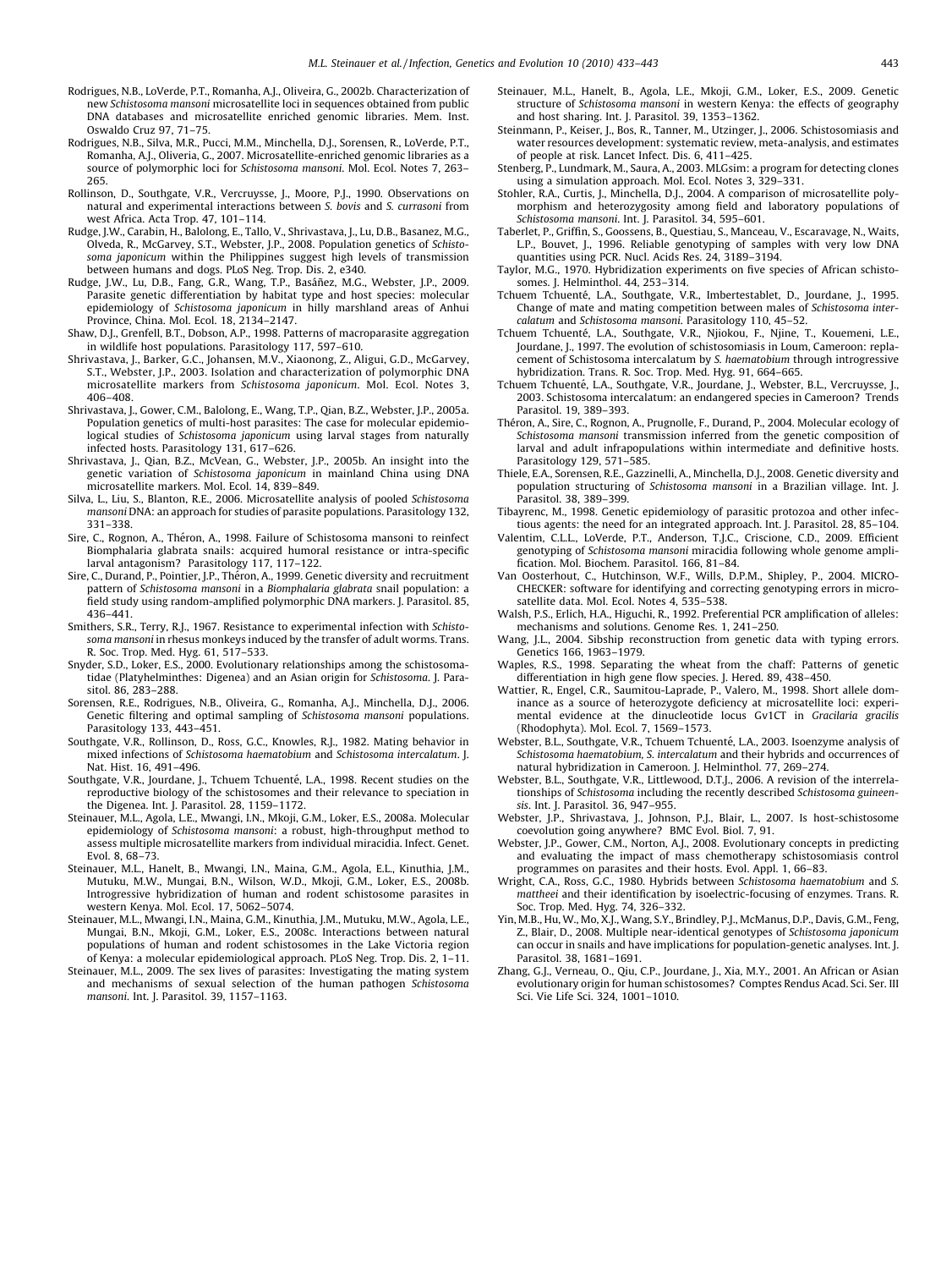Rodrigues, N.B., LoVerde, P.T., Romanha, A.J., Oliveira, G., 2002b. Characterization of new *Schistosoma mansoni* microsatellite loci in sequences obtained from public DNA databases and microsatellite enriched genomic libraries. Mem. Inst. Oswaldo Cruz 97, 71–75.

Rodrigues, N.B., Silva, M.R., Pucci, M.M., Minchella, D.J., Sorensen, R., LoVerde, P.T., Romanha, A.J., Oliveria, G., 2007. Microsatellite-enriched genomic libraries as a source of polymorphic loci for *Schistosoma mansoni*. Mol. Ecol. Notes 7, 263–265.

Rollinson, D., Southgate, V.R., Vercruysse, J., Moore, P.J., 1990. Observations on natural and experimental interactions between *S. bovis* and *S. currasoni* from west Africa. Acta Trop. 47, 101–114.

Rudge, J.W., Carabin, H., Balolong, E., Tallo, V., Shrivastava, J., Lu, D.B., Basanez, M.G., Olveda, R., McGarvey, S.T., Webster, J.P., 2008. Population genetics of *Schistosoma japonicum* within the Philippines suggest high levels of transmission between humans and dogs. PLoS Neg. Trop. Dis. 2, e340.

Rudge, J.W., Lu, D.B., Fang, G.R., Wang, T.P., Basáñez, M.G., Webster, J.P., 2009. Parasite genetic differentiation by habitat type and host species: molecular epidemiology of *Schistosoma japonicum* in hilly marshland areas of Anhui Province, China. Mol. Ecol. 18, 2134–2147.

Shaw, D.J., Grenfell, B.T., Dobson, A.P., 1998. Patterns of macroparasite aggregation in wildlife host populations. Parasitology 117, 597–610.

Shrivastava, J., Barker, G.C., Johansen, M.V., Xiaonong, Z., Aligui, G.D., McGarvey, S.T., Webster, J.P., 2003. Isolation and characterization of polymorphic DNA microsatellite markers from *Schistosoma japonicum*. Mol. Ecol. Notes 3, 406–408.

Shrivastava, J., Gower, C.M., Balolong, E., Wang, T.P., Qian, B.Z., Webster, J.P., 2005a. Population genetics of multi-host parasites: The case for molecular epidemiological studies of *Schistosoma japonicum* using larval stages from naturally infected hosts. Parasitology 131, 617–626.

Shrivastava, J., Qian, B.Z., McVean, G., Webster, J.P., 2005b. An insight into the genetic variation of *Schistosoma japonicum* in mainland China using DNA microsatellite markers. Mol. Ecol. 14, 839–849.

Silva, L., Liu, S., Blanton, R.E., 2006. Microsatellite analysis of pooled *Schistosoma mansoni* DNA: an approach for studies of parasite populations. Parasitology 132, 331–338.

Sire, C., Rognon, A., Théron, A., 1998. Failure of Schistosoma mansoni to reinfect Biomphalaria glabrata snails: acquired humoral resistance or intra-specific larval antagonism? Parasitology 117, 117–122.

Sire, C., Durand, P., Pointier, J.P., Théron, A., 1999. Genetic diversity and recruitment pattern of *Schistosoma mansoni* in a *Biomphalaria glabrata* snail population: a field study using random-amplified polymorphic DNA markers. J. Parasitol. 85, 436–441.

Smithers, S.R., Terry, R.J., 1967. Resistance to experimental infection with *Schistosoma mansoni* in rhesus monkeys induced by the transfer of adult worms. Trans. R. Soc. Trop. Med. Hyg. 61, 517–533.

Snyder, S.D., Loker, E.S., 2000. Evolutionary relationships among the schistosomatidae (Platyhelminthes: Digenea) and an Asian origin for *Schistosoma*. J. Parasitol. 86, 283–288.

Sorensen, R.E., Rodrigues, N.B., Oliveira, G., Romanha, A.J., Minchella, D.J., 2006. Genetic filtering and optimal sampling of *Schistosoma mansoni* populations. Parasitology 133, 443–451.

Southgate, V.R., Rollinson, D., Ross, G.C., Knowles, R.J., 1982. Mating behavior in mixed infections of *Schistosoma haematobium* and *Schistosoma intercalatum*. J. Nat. Hist. 16, 491–496.

Southgate, V.R., Jourdane, J., Tchuem Tchuenté, L.A., 1998. Recent studies on the reproductive biology of the schistosomes and their relevance to speciation in the Digenea. Int. J. Parasitol. 28, 1159–1172.

Steinauer, M.L., Agola, L.E., Mwangi, I.N., Mkoji, G.M., Loker, E.S., 2008a. Molecular epidemiology of *Schistosoma mansoni*: a robust, high-throughput method to assess multiple microsatellite markers from individual miracidia. Infect. Genet. Evol. 8, 68–73.

Steinauer, M.L., Hanelt, B., Mwangi, I.N., Maina, G.M., Agola, E.L., Kinuthia, J.M., Mutuku, M.W., Mungai, B.N., Wilson, W.D., Mkoji, G.M., Loker, E.S., 2008b. Introgressive hybridization of human and rodent schistosome parasites in western Kenya. Mol. Ecol. 17, 5062–5074.

Steinauer, M.L., Mwangi, I.N., Maina, G.M., Kinuthia, J.M., Mutuku, M.W., Agola, L.E., Mungai, B.N., Mkoji, G.M., Loker, E.S., 2008c. Interactions between natural populations of human and rodent schistosomes in the Lake Victoria region of Kenya: a molecular epidemiological approach. PLoS Neg. Trop. Dis. 2, 1–11.

Steinauer, M.L., 2009. The sex lives of parasites: Investigating the mating system and mechanisms of sexual selection of the human pathogen *Schistosoma mansoni*. Int. J. Parasitol. 39, 1157–1163.

Steinauer, M.L., Hanelt, B., Agola, L.E., Mkoji, G.M., Loker, E.S., 2009. Genetic structure of *Schistosoma mansoni* in western Kenya: the effects of geography and host sharing. Int. J. Parasitol. 39, 1353–1362.

Steinmann, P., Keiser, J., Bos, R., Tanner, M., Utzinger, J., 2006. Schistosomiasis and water resources development: systematic review, meta-analysis, and estimates of people at risk. Lancet Infect. Dis. 6, 411–425.

Stenberg, P., Lundmark, M., Saura, A., 2003. MLGsim: a program for detecting clones using a simulation approach. Mol. Ecol. Notes 3, 329–331.

Stohler, R.A., Curtis, J., Minchella, D.J., 2004. A comparison of microsatellite polymorphism and heterozygosity among field and laboratory populations of *Schistosoma mansoni*. Int. J. Parasitol. 34, 595–601.

Taberlet, P., Griffin, S., Goossens, B., Questiau, S., Manceau, V., Escaravage, N., Waits, L.P., Bouvet, J., 1996. Reliable genotyping of samples with very low DNA quantities using PCR. Nucl. Acids Res. 24, 3189–3194.

Taylor, M.G., 1970. Hybridization experiments on five species of African schistosomes. J. Helminthol. 44, 253–314.

Tchuem Tchuenté, L.A., Southgate, V.R., Imbertestablet, D., Jourdane, J., 1995. Change of mate and mating competition between males of *Schistosoma intercalatum* and *Schistosoma mansoni*. Parasitology 110, 45–52.

Tchuem Tchuenté, L.A., Southgate, V.R., Njiokou, F., Njine, T., Kouemeni, L.E., Jourdane, J., 1997. The evolution of schistosomiasis in Loum, Cameroon: replacement of Schistosoma intercalatum by *S. haematobium* through introgressive hybridization. Trans. R. Soc. Trop. Med. Hyg. 91, 664–665.

Tchuem Tchuenté, L.A., Southgate, V.R., Jourdane, J., Webster, B.L., Vercruysse, J., 2003. Schistosoma intercalatum: an endangered species in Cameroon? Trends Parasitol. 19, 389–393.

Théron, A., Sire, C., Rognon, A., Prugnolle, F., Durand, P., 2004. Molecular ecology of *Schistosoma mansoni* transmission inferred from the genetic composition of larval and adult infrapopulations within intermediate and definitive hosts. Parasitology 129, 571–585.

Thiele, E.A., Sorensen, R.E., Gazzinelli, A., Minchella, D.J., 2008. Genetic diversity and population structuring of *Schistosoma mansoni* in a Brazilian village. Int. J. Parasitol. 38, 389–399.

Tibayrenc, M., 1998. Genetic epidemiology of parasitic protozoa and other infectious agents: the need for an integrated approach. Int. J. Parasitol. 28, 85–104.

Valentim, C.L.L., LoVerde, P.T., Anderson, T.J.C., Criscione, C.D., 2009. Efficient genotyping of *Schistosoma mansoni* miracidia following whole genome amplification. Mol. Biochem. Parasitol. 166, 81–84.

Van Oosterhout, C., Hutchinson, W.F., Wills, D.P.M., Shipley, P., 2004. MICRO-CHECKER: software for identifying and correcting genotyping errors in microsatellite data. Mol. Ecol. Notes 4, 535–538.

Walsh, P.S., Erlich, H.A., Higuchi, R., 1992. Preferential PCR amplification of alleles: mechanisms and solutions. Genome Res. 1, 241–250.

Wang, J.L., 2004. Sibship reconstruction from genetic data with typing errors. Genetics 166, 1963–1979.

Waples, R.S., 1998. Separating the wheat from the chaff: Patterns of genetic differentiation in high gene flow species. J. Hered. 89, 438–450.

Wattier, R., Engel, C.R., Saumitou-Laprade, P., Valero, M., 1998. Short allele dominance as a source of heterozygote deficiency at microsatellite loci: experimental evidence at the dinucleotide locus Gv1CT in *Gracilaria gracilis* (Rhodophyta). Mol. Ecol. 7, 1569–1573.

Webster, B.L., Southgate, V.R., Tchuem Tchuenté, L.A., 2003. Isoenzyme analysis of *Schistosoma haematobium, S. intercalatum* and their hybrids and occurrences of natural hybridization in Cameroon. J. Helminthol. 77, 269–274.

Webster, B.L., Southgate, V.R., Littlewood, D.T.J., 2006. A revision of the interrelationships of *Schistosoma* including the recently described *Schistosoma guineensis*. Int. J. Parasitol. 36, 947–955.

Webster, J.P., Shrivastava, J., Johnson, P.J., Blair, L., 2007. Is host-schistosome coevolution going anywhere? BMC Evol. Biol. 7, 91.

Webster, J.P., Gower, C.M., Norton, A.J., 2008. Evolutionary concepts in predicting and evaluating the impact of mass chemotherapy schistosomiasis control programmes on parasites and their hosts. Evol. Appl. 1, 66–83.

Wright, C.A., Ross, G.C., 1980. Hybrids between *Schistosoma haematobium* and *S. mattheei* and their identification by isoelectric-focusing of enzymes. Trans. R. Soc. Trop. Med. Hyg. 74, 326–332.

Yin, M.B., Hu, W., Mo, X.J., Wang, S.Y., Brindley, P.J., McManus, D.P., Davis, G.M., Feng, Z., Blair, D., 2008. Multiple near-identical genotypes of *Schistosoma japonicum* can occur in snails and have implications for population-genetic analyses. Int. J. Parasitol. 38, 1681–1691.

Zhang, G.J., Verneau, O., Qiu, C.P., Jourdane, J., Xia, M.Y., 2001. An African or Asian evolutionary origin for human schistosomes? Comptes Rendus Acad. Sci. Ser. III Sci. Vie Life Sci. 324, 1001–1010.